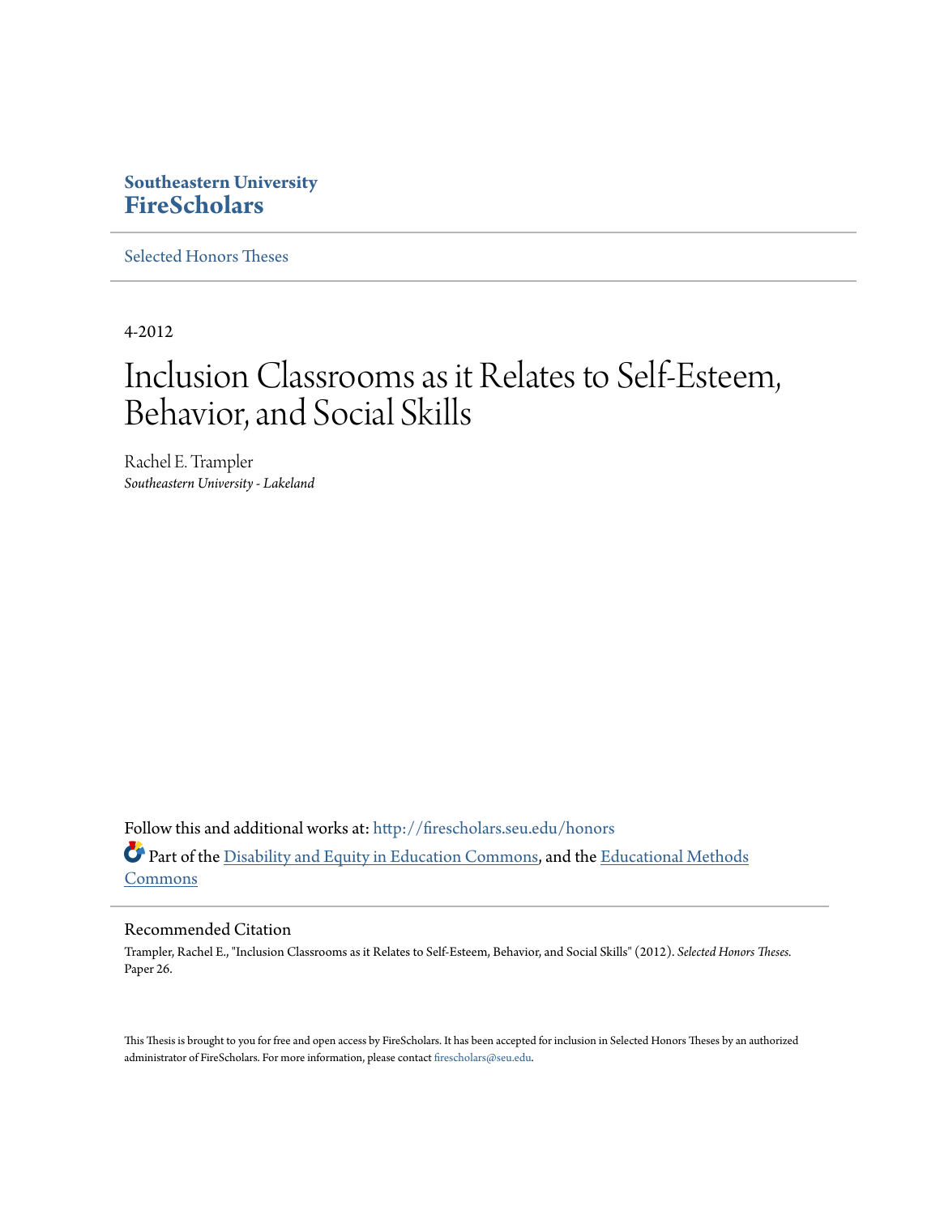**Southeastern University**
**FireScholars**

Selected Honors Theses

---

4-2012

# Inclusion Classrooms as it Relates to Self-Esteem, Behavior, and Social Skills

Rachel E. Trampler
*Southeastern University - Lakeland*

Follow this and additional works at: http://firescholars.seu.edu/honors

Part of the Disability and Equity in Education Commons, and the Educational Methods Commons

## Recommended Citation

Trampler, Rachel E., "Inclusion Classrooms as it Relates to Self-Esteem, Behavior, and Social Skills" (2012). *Selected Honors Theses.* Paper 26.

This Thesis is brought to you for free and open access by FireScholars. It has been accepted for inclusion in Selected Honors Theses by an authorized administrator of FireScholars. For more information, please contact firescholars@seu.edu.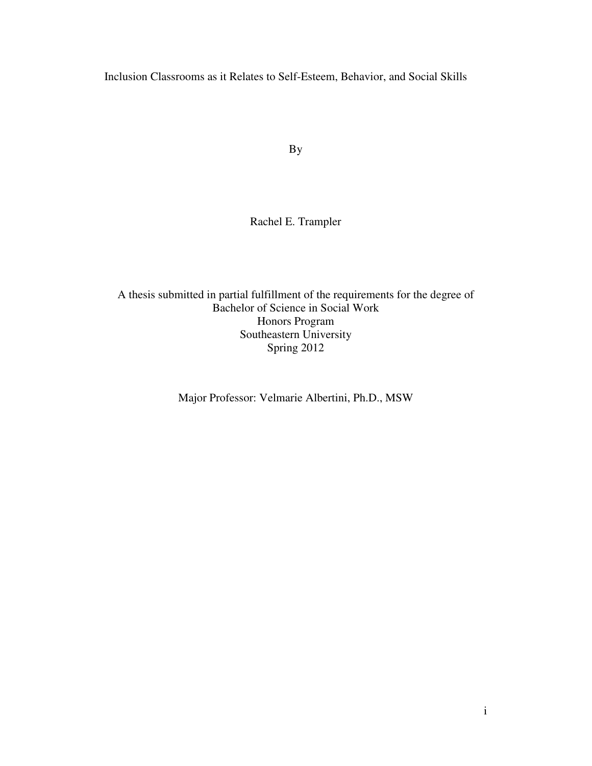# Inclusion Classrooms as it Relates to Self-Esteem, Behavior, and Social Skills

By

Rachel E. Trampler

A thesis submitted in partial fulfillment of the requirements for the degree of
Bachelor of Science in Social Work
Honors Program
Southeastern University
Spring 2012

Major Professor: Velmarie Albertini, Ph.D., MSW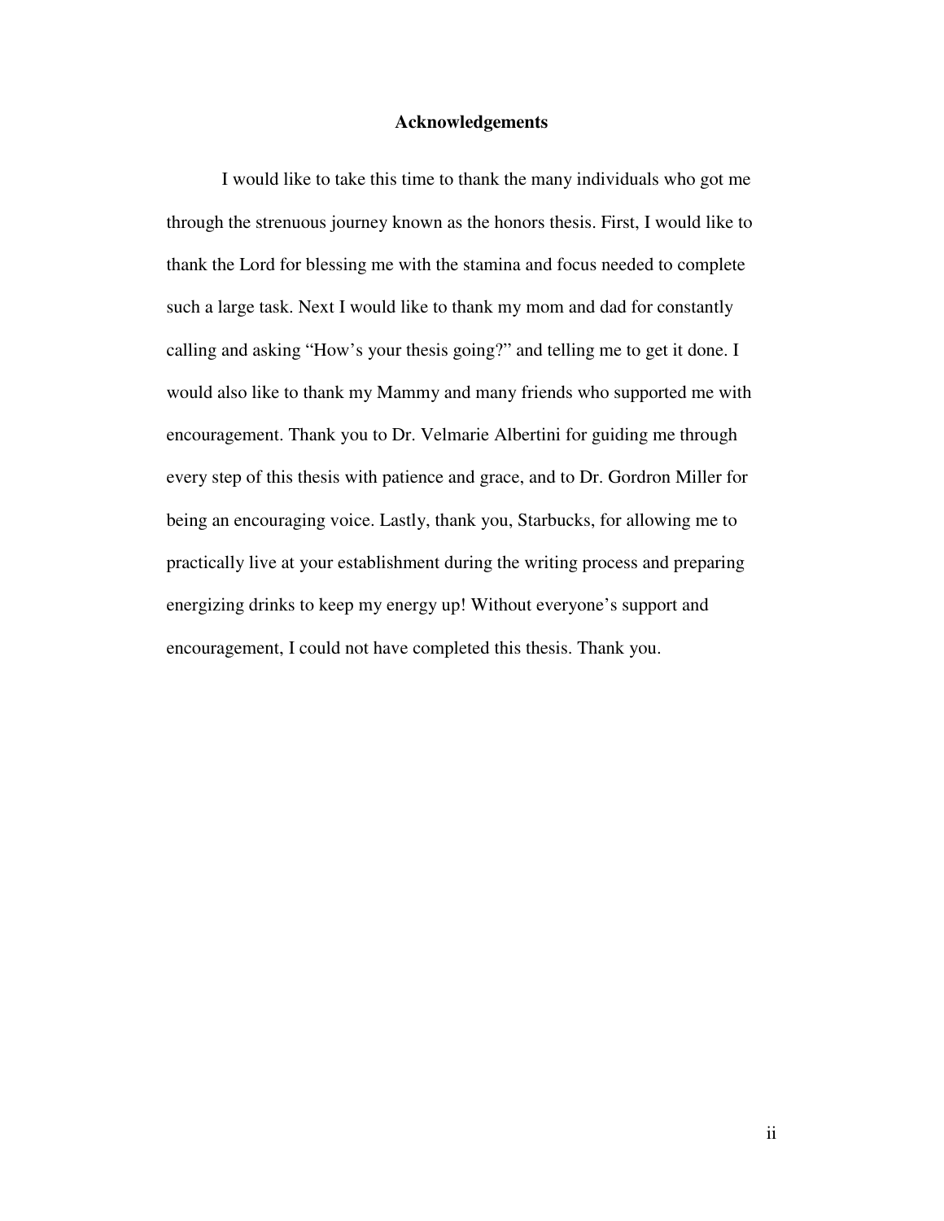# Acknowledgements

I would like to take this time to thank the many individuals who got me through the strenuous journey known as the honors thesis. First, I would like to thank the Lord for blessing me with the stamina and focus needed to complete such a large task. Next I would like to thank my mom and dad for constantly calling and asking "How's your thesis going?" and telling me to get it done. I would also like to thank my Mammy and many friends who supported me with encouragement. Thank you to Dr. Velmarie Albertini for guiding me through every step of this thesis with patience and grace, and to Dr. Gordron Miller for being an encouraging voice. Lastly, thank you, Starbucks, for allowing me to practically live at your establishment during the writing process and preparing energizing drinks to keep my energy up! Without everyone's support and encouragement, I could not have completed this thesis. Thank you.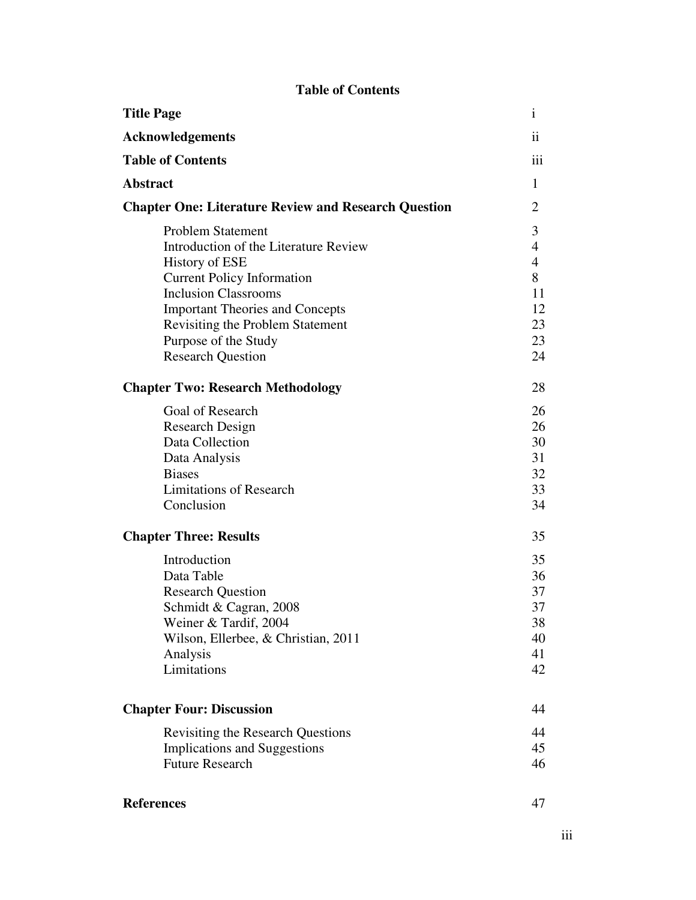**Table of Contents**

| | |
|---|---|
| **Title Page** | i |
| **Acknowledgements** | ii |
| **Table of Contents** | iii |
| **Abstract** | 1 |
| **Chapter One: Literature Review and Research Question** | 2 |
| Problem Statement | 3 |
| Introduction of the Literature Review | 4 |
| History of ESE | 4 |
| Current Policy Information | 8 |
| Inclusion Classrooms | 11 |
| Important Theories and Concepts | 12 |
| Revisiting the Problem Statement | 23 |
| Purpose of the Study | 23 |
| Research Question | 24 |
| **Chapter Two: Research Methodology** | 28 |
| Goal of Research | 26 |
| Research Design | 26 |
| Data Collection | 30 |
| Data Analysis | 31 |
| Biases | 32 |
| Limitations of Research | 33 |
| Conclusion | 34 |
| **Chapter Three: Results** | 35 |
| Introduction | 35 |
| Data Table | 36 |
| Research Question | 37 |
| Schmidt & Cagran, 2008 | 37 |
| Weiner & Tardif, 2004 | 38 |
| Wilson, Ellerbee, & Christian, 2011 | 40 |
| Analysis | 41 |
| Limitations | 42 |
| **Chapter Four: Discussion** | 44 |
| Revisiting the Research Questions | 44 |
| Implications and Suggestions | 45 |
| Future Research | 46 |
| **References** | 47 |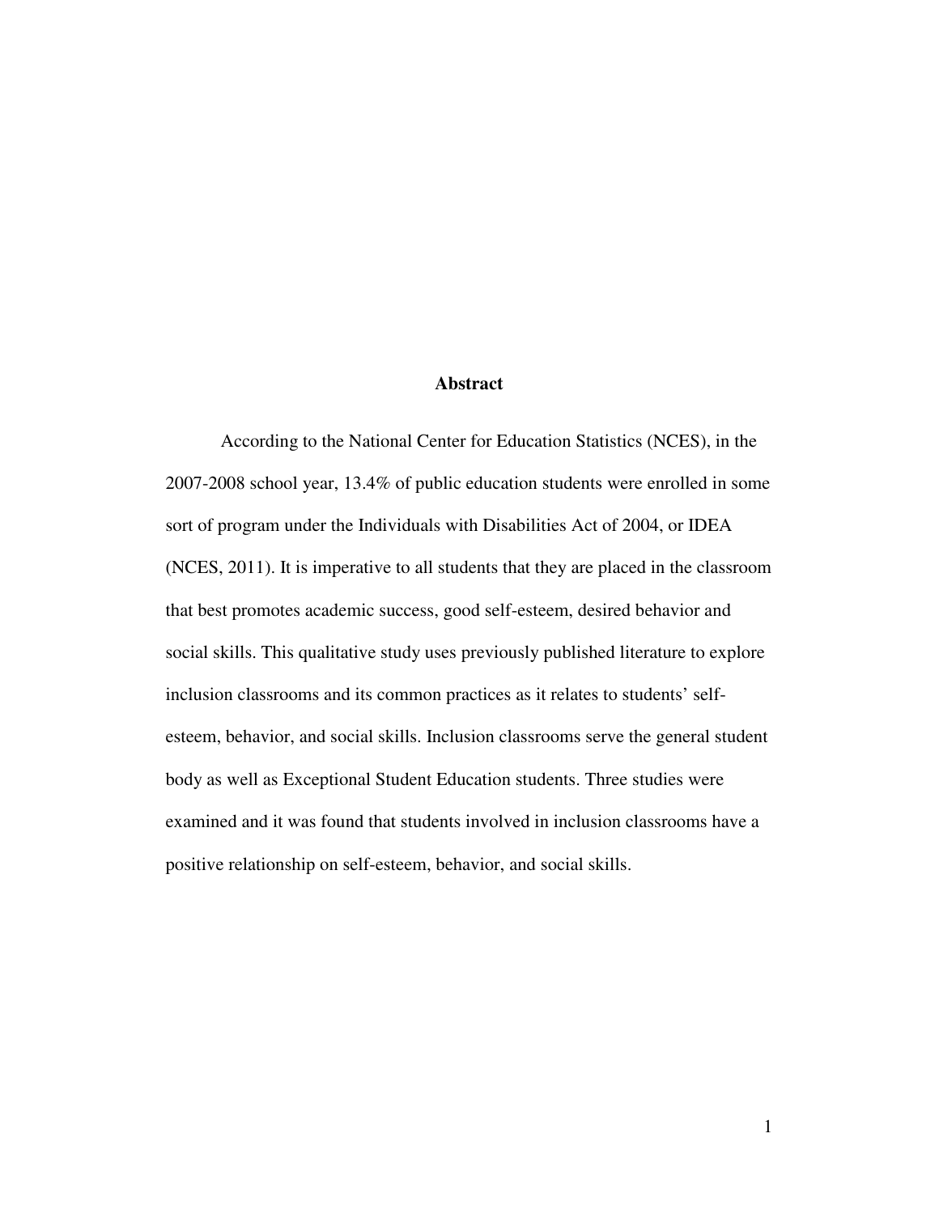## Abstract

According to the National Center for Education Statistics (NCES), in the 2007-2008 school year, 13.4% of public education students were enrolled in some sort of program under the Individuals with Disabilities Act of 2004, or IDEA (NCES, 2011). It is imperative to all students that they are placed in the classroom that best promotes academic success, good self-esteem, desired behavior and social skills. This qualitative study uses previously published literature to explore inclusion classrooms and its common practices as it relates to students' self-esteem, behavior, and social skills. Inclusion classrooms serve the general student body as well as Exceptional Student Education students. Three studies were examined and it was found that students involved in inclusion classrooms have a positive relationship on self-esteem, behavior, and social skills.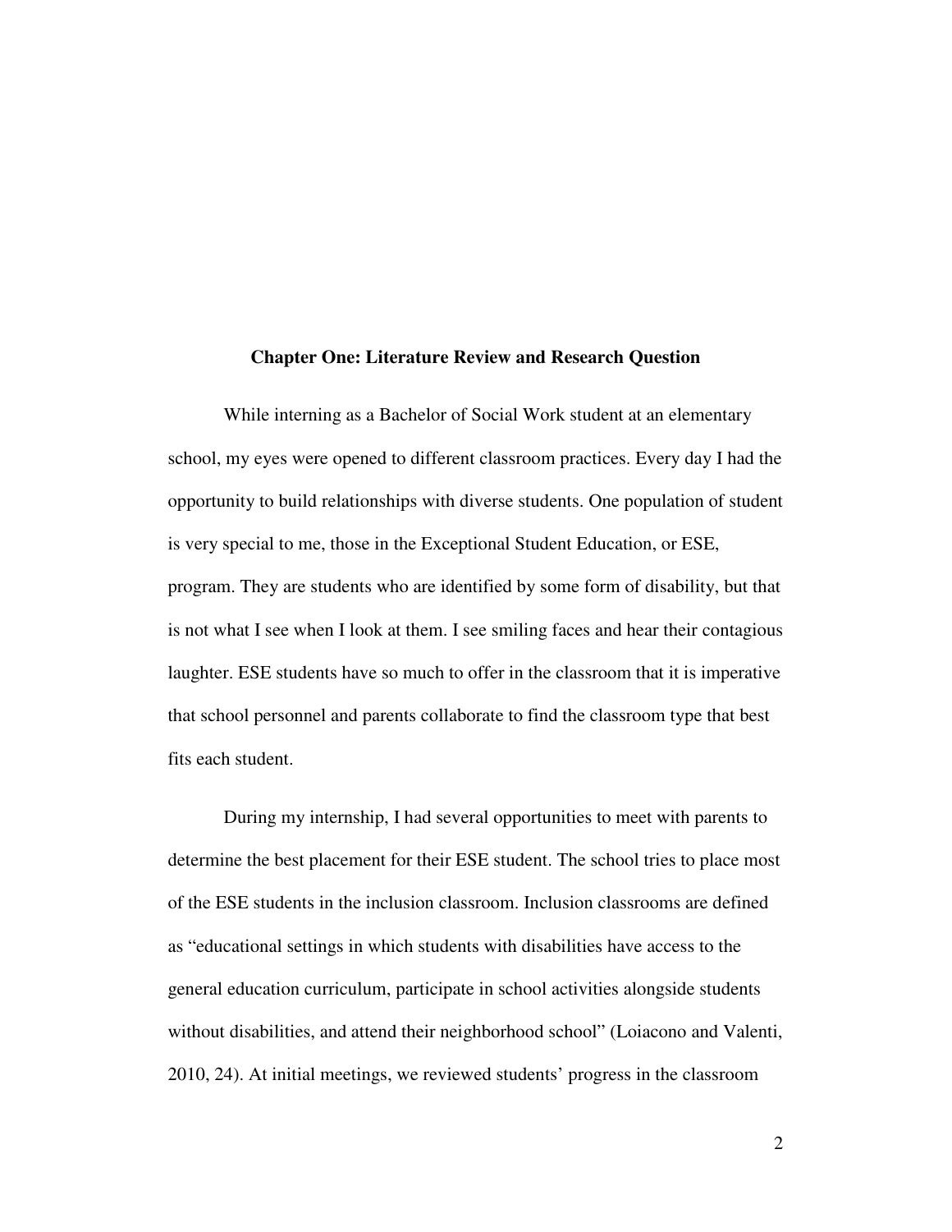## Chapter One: Literature Review and Research Question

While interning as a Bachelor of Social Work student at an elementary school, my eyes were opened to different classroom practices. Every day I had the opportunity to build relationships with diverse students. One population of student is very special to me, those in the Exceptional Student Education, or ESE, program. They are students who are identified by some form of disability, but that is not what I see when I look at them. I see smiling faces and hear their contagious laughter. ESE students have so much to offer in the classroom that it is imperative that school personnel and parents collaborate to find the classroom type that best fits each student.

During my internship, I had several opportunities to meet with parents to determine the best placement for their ESE student. The school tries to place most of the ESE students in the inclusion classroom. Inclusion classrooms are defined as "educational settings in which students with disabilities have access to the general education curriculum, participate in school activities alongside students without disabilities, and attend their neighborhood school" (Loiacono and Valenti, 2010, 24). At initial meetings, we reviewed students' progress in the classroom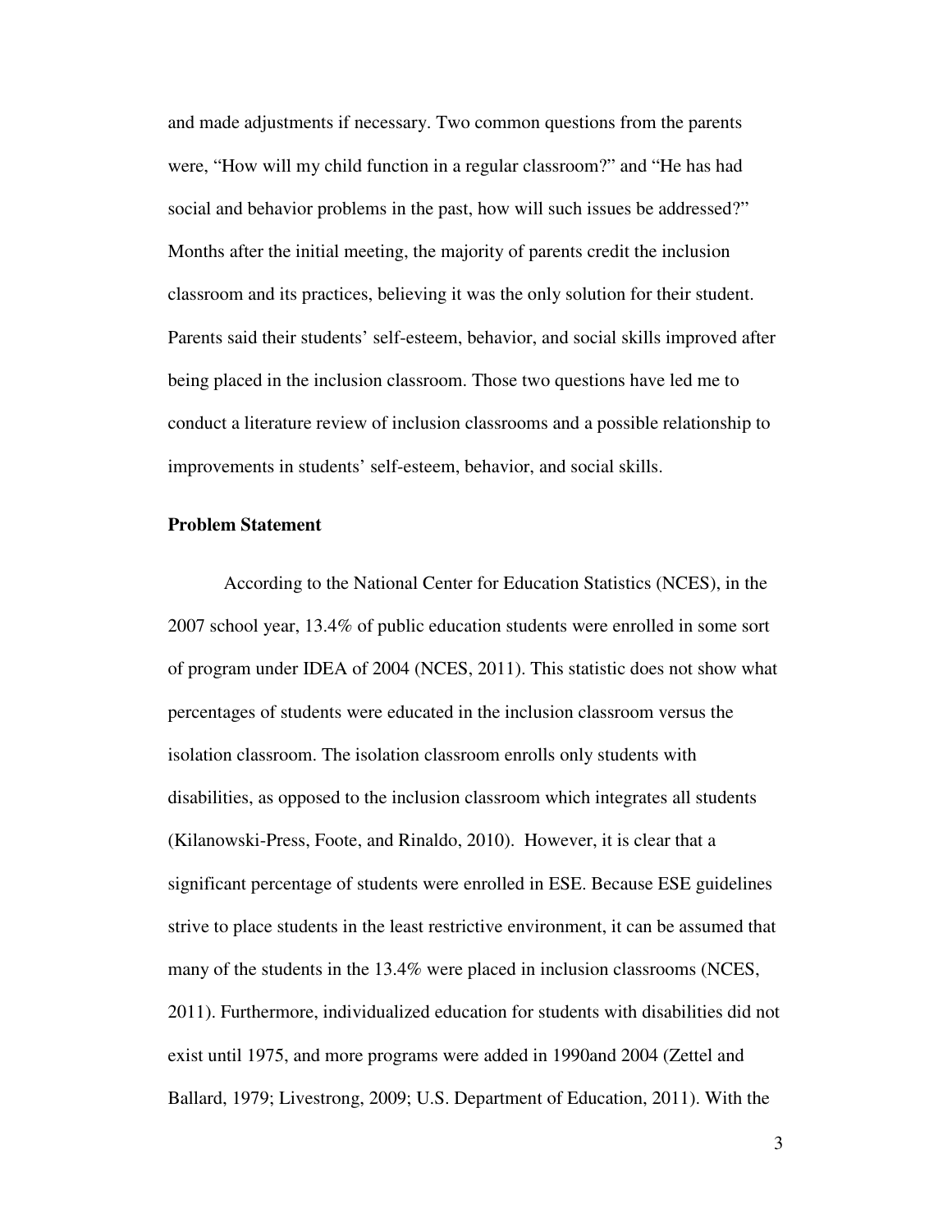and made adjustments if necessary. Two common questions from the parents were, "How will my child function in a regular classroom?" and "He has had social and behavior problems in the past, how will such issues be addressed?" Months after the initial meeting, the majority of parents credit the inclusion classroom and its practices, believing it was the only solution for their student. Parents said their students' self-esteem, behavior, and social skills improved after being placed in the inclusion classroom. Those two questions have led me to conduct a literature review of inclusion classrooms and a possible relationship to improvements in students' self-esteem, behavior, and social skills.

**Problem Statement**

According to the National Center for Education Statistics (NCES), in the 2007 school year, 13.4% of public education students were enrolled in some sort of program under IDEA of 2004 (NCES, 2011). This statistic does not show what percentages of students were educated in the inclusion classroom versus the isolation classroom. The isolation classroom enrolls only students with disabilities, as opposed to the inclusion classroom which integrates all students (Kilanowski-Press, Foote, and Rinaldo, 2010). However, it is clear that a significant percentage of students were enrolled in ESE. Because ESE guidelines strive to place students in the least restrictive environment, it can be assumed that many of the students in the 13.4% were placed in inclusion classrooms (NCES, 2011). Furthermore, individualized education for students with disabilities did not exist until 1975, and more programs were added in 1990and 2004 (Zettel and Ballard, 1979; Livestrong, 2009; U.S. Department of Education, 2011). With the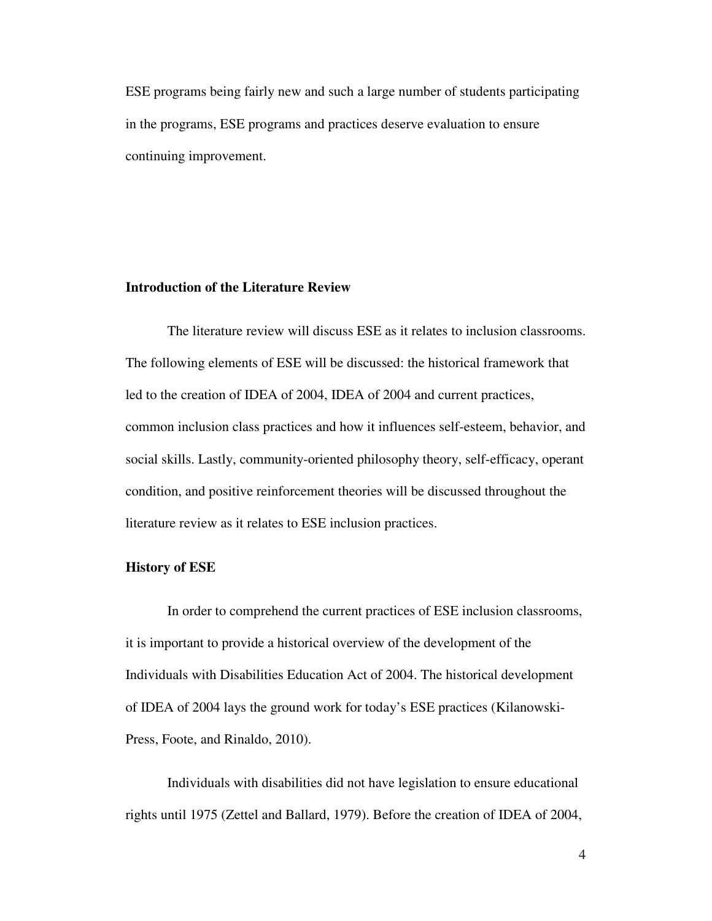ESE programs being fairly new and such a large number of students participating in the programs, ESE programs and practices deserve evaluation to ensure continuing improvement.

## Introduction of the Literature Review

The literature review will discuss ESE as it relates to inclusion classrooms. The following elements of ESE will be discussed: the historical framework that led to the creation of IDEA of 2004, IDEA of 2004 and current practices, common inclusion class practices and how it influences self-esteem, behavior, and social skills. Lastly, community-oriented philosophy theory, self-efficacy, operant condition, and positive reinforcement theories will be discussed throughout the literature review as it relates to ESE inclusion practices.

## History of ESE

In order to comprehend the current practices of ESE inclusion classrooms, it is important to provide a historical overview of the development of the Individuals with Disabilities Education Act of 2004. The historical development of IDEA of 2004 lays the ground work for today's ESE practices (Kilanowski-Press, Foote, and Rinaldo, 2010).

Individuals with disabilities did not have legislation to ensure educational rights until 1975 (Zettel and Ballard, 1979). Before the creation of IDEA of 2004,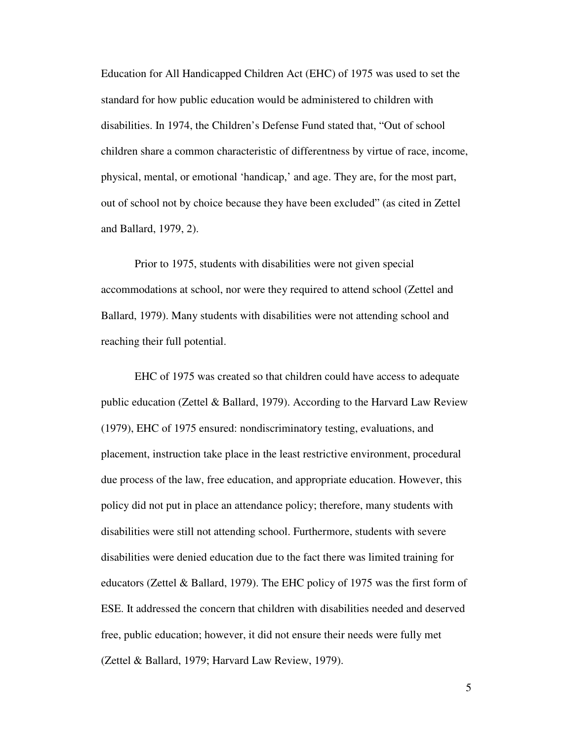Education for All Handicapped Children Act (EHC) of 1975 was used to set the standard for how public education would be administered to children with disabilities. In 1974, the Children's Defense Fund stated that, "Out of school children share a common characteristic of differentness by virtue of race, income, physical, mental, or emotional 'handicap,' and age. They are, for the most part, out of school not by choice because they have been excluded" (as cited in Zettel and Ballard, 1979, 2).

Prior to 1975, students with disabilities were not given special accommodations at school, nor were they required to attend school (Zettel and Ballard, 1979). Many students with disabilities were not attending school and reaching their full potential.

EHC of 1975 was created so that children could have access to adequate public education (Zettel & Ballard, 1979). According to the Harvard Law Review (1979), EHC of 1975 ensured: nondiscriminatory testing, evaluations, and placement, instruction take place in the least restrictive environment, procedural due process of the law, free education, and appropriate education. However, this policy did not put in place an attendance policy; therefore, many students with disabilities were still not attending school. Furthermore, students with severe disabilities were denied education due to the fact there was limited training for educators (Zettel & Ballard, 1979). The EHC policy of 1975 was the first form of ESE. It addressed the concern that children with disabilities needed and deserved free, public education; however, it did not ensure their needs were fully met (Zettel & Ballard, 1979; Harvard Law Review, 1979).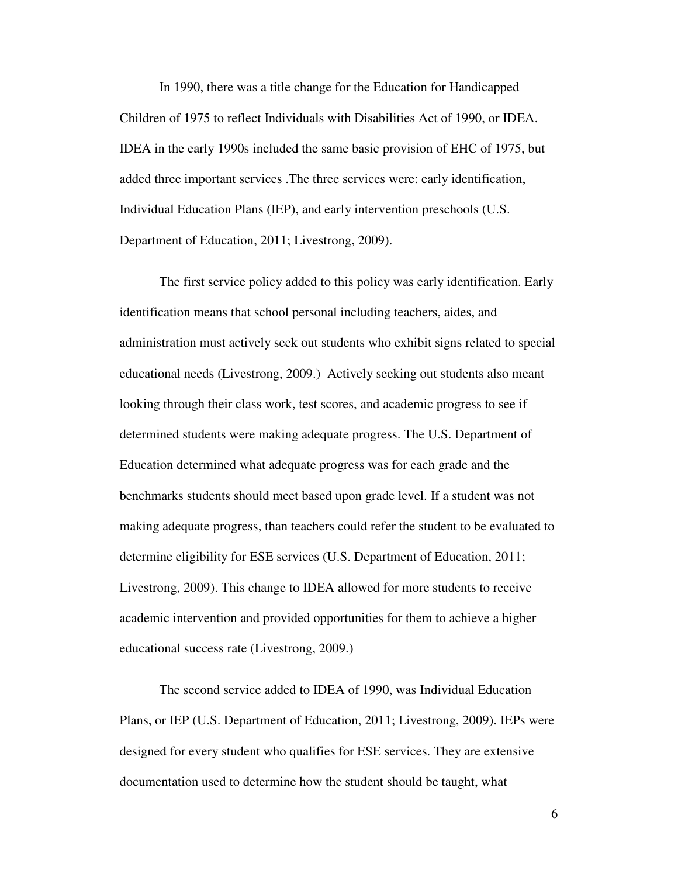In 1990, there was a title change for the Education for Handicapped Children of 1975 to reflect Individuals with Disabilities Act of 1990, or IDEA. IDEA in the early 1990s included the same basic provision of EHC of 1975, but added three important services .The three services were: early identification, Individual Education Plans (IEP), and early intervention preschools (U.S. Department of Education, 2011; Livestrong, 2009).

The first service policy added to this policy was early identification. Early identification means that school personal including teachers, aides, and administration must actively seek out students who exhibit signs related to special educational needs (Livestrong, 2009.) Actively seeking out students also meant looking through their class work, test scores, and academic progress to see if determined students were making adequate progress. The U.S. Department of Education determined what adequate progress was for each grade and the benchmarks students should meet based upon grade level. If a student was not making adequate progress, than teachers could refer the student to be evaluated to determine eligibility for ESE services (U.S. Department of Education, 2011; Livestrong, 2009). This change to IDEA allowed for more students to receive academic intervention and provided opportunities for them to achieve a higher educational success rate (Livestrong, 2009.)

The second service added to IDEA of 1990, was Individual Education Plans, or IEP (U.S. Department of Education, 2011; Livestrong, 2009). IEPs were designed for every student who qualifies for ESE services. They are extensive documentation used to determine how the student should be taught, what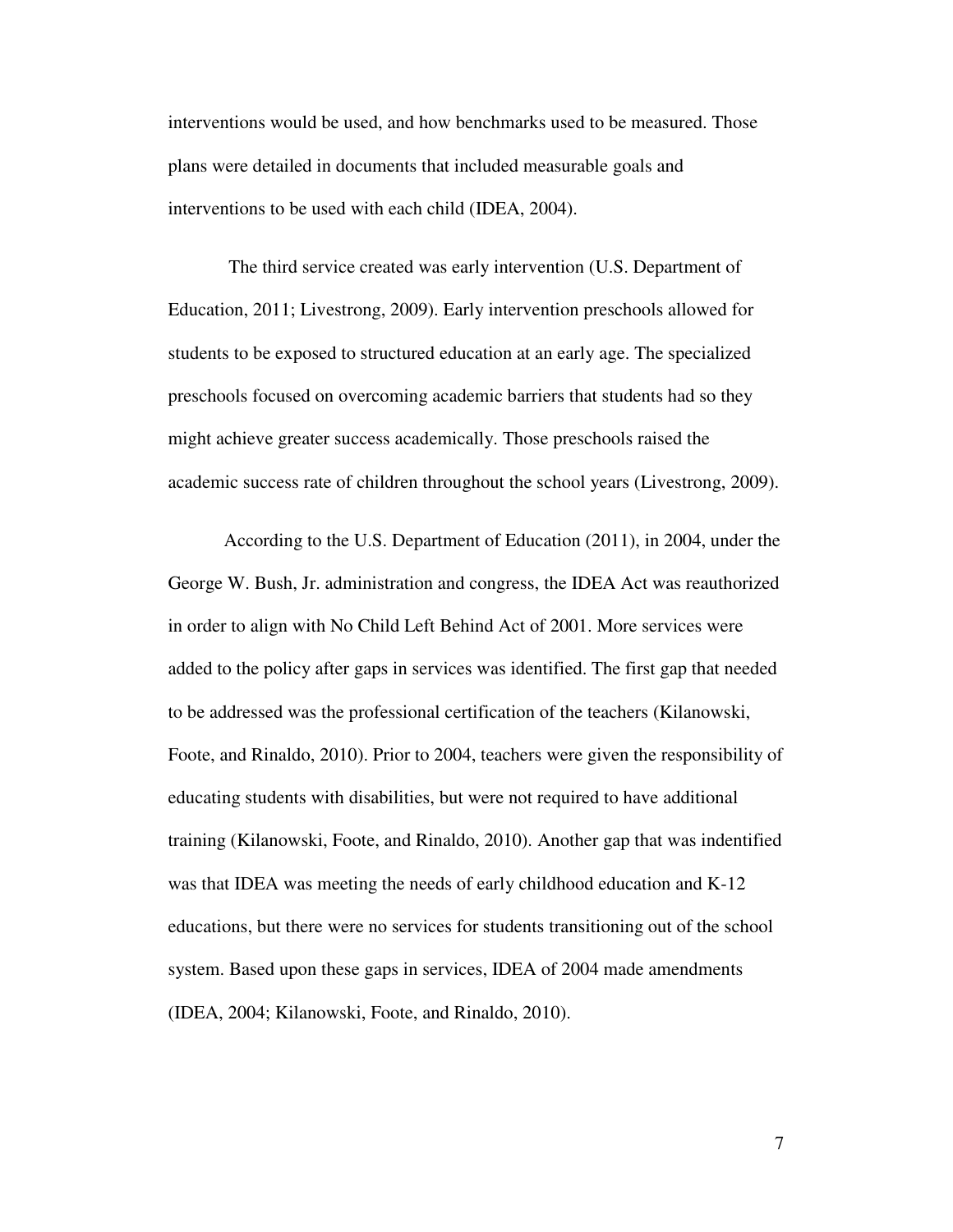interventions would be used, and how benchmarks used to be measured. Those plans were detailed in documents that included measurable goals and interventions to be used with each child (IDEA, 2004).

The third service created was early intervention (U.S. Department of Education, 2011; Livestrong, 2009). Early intervention preschools allowed for students to be exposed to structured education at an early age. The specialized preschools focused on overcoming academic barriers that students had so they might achieve greater success academically. Those preschools raised the academic success rate of children throughout the school years (Livestrong, 2009).

According to the U.S. Department of Education (2011), in 2004, under the George W. Bush, Jr. administration and congress, the IDEA Act was reauthorized in order to align with No Child Left Behind Act of 2001. More services were added to the policy after gaps in services was identified. The first gap that needed to be addressed was the professional certification of the teachers (Kilanowski, Foote, and Rinaldo, 2010). Prior to 2004, teachers were given the responsibility of educating students with disabilities, but were not required to have additional training (Kilanowski, Foote, and Rinaldo, 2010). Another gap that was indentified was that IDEA was meeting the needs of early childhood education and K-12 educations, but there were no services for students transitioning out of the school system. Based upon these gaps in services, IDEA of 2004 made amendments (IDEA, 2004; Kilanowski, Foote, and Rinaldo, 2010).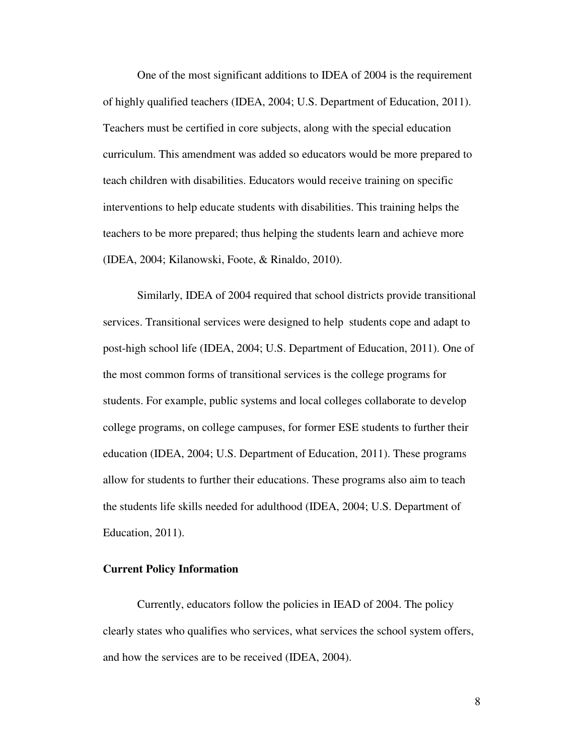One of the most significant additions to IDEA of 2004 is the requirement of highly qualified teachers (IDEA, 2004; U.S. Department of Education, 2011). Teachers must be certified in core subjects, along with the special education curriculum. This amendment was added so educators would be more prepared to teach children with disabilities. Educators would receive training on specific interventions to help educate students with disabilities. This training helps the teachers to be more prepared; thus helping the students learn and achieve more (IDEA, 2004; Kilanowski, Foote, & Rinaldo, 2010).

Similarly, IDEA of 2004 required that school districts provide transitional services. Transitional services were designed to help  students cope and adapt to post-high school life (IDEA, 2004; U.S. Department of Education, 2011). One of the most common forms of transitional services is the college programs for students. For example, public systems and local colleges collaborate to develop college programs, on college campuses, for former ESE students to further their education (IDEA, 2004; U.S. Department of Education, 2011). These programs allow for students to further their educations. These programs also aim to teach the students life skills needed for adulthood (IDEA, 2004; U.S. Department of Education, 2011).

**Current Policy Information**

Currently, educators follow the policies in IEAD of 2004. The policy clearly states who qualifies who services, what services the school system offers, and how the services are to be received (IDEA, 2004).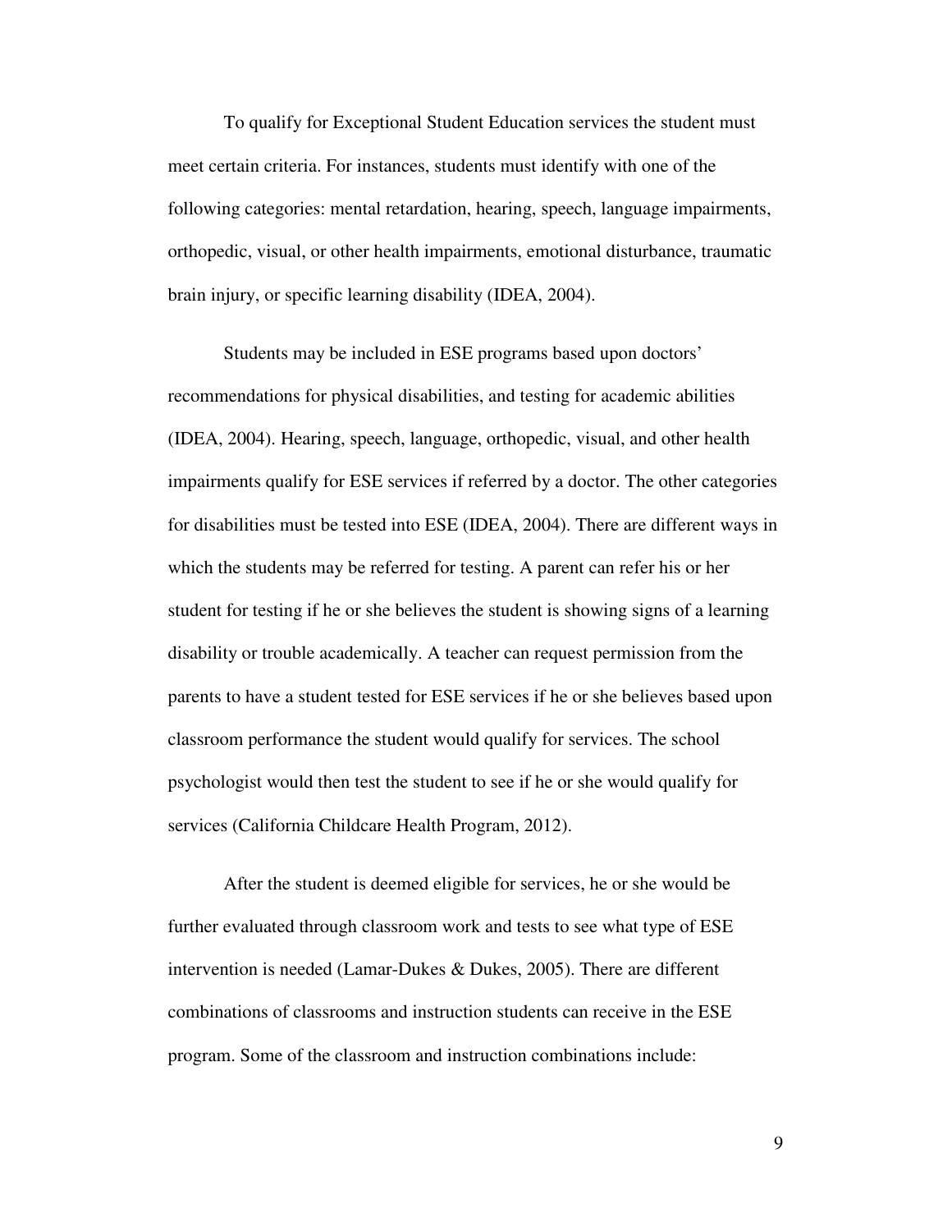To qualify for Exceptional Student Education services the student must meet certain criteria. For instances, students must identify with one of the following categories: mental retardation, hearing, speech, language impairments, orthopedic, visual, or other health impairments, emotional disturbance, traumatic brain injury, or specific learning disability (IDEA, 2004).

Students may be included in ESE programs based upon doctors' recommendations for physical disabilities, and testing for academic abilities (IDEA, 2004). Hearing, speech, language, orthopedic, visual, and other health impairments qualify for ESE services if referred by a doctor. The other categories for disabilities must be tested into ESE (IDEA, 2004). There are different ways in which the students may be referred for testing. A parent can refer his or her student for testing if he or she believes the student is showing signs of a learning disability or trouble academically. A teacher can request permission from the parents to have a student tested for ESE services if he or she believes based upon classroom performance the student would qualify for services. The school psychologist would then test the student to see if he or she would qualify for services (California Childcare Health Program, 2012).

After the student is deemed eligible for services, he or she would be further evaluated through classroom work and tests to see what type of ESE intervention is needed (Lamar-Dukes & Dukes, 2005). There are different combinations of classrooms and instruction students can receive in the ESE program. Some of the classroom and instruction combinations include: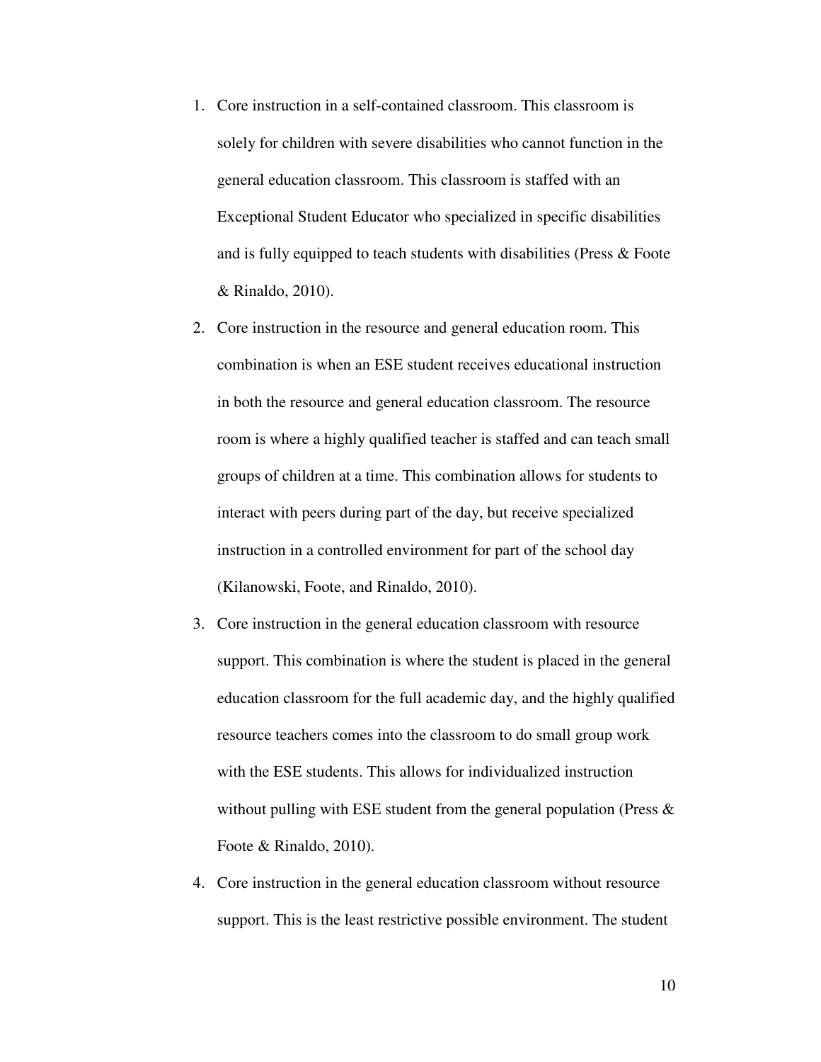1. Core instruction in a self-contained classroom. This classroom is solely for children with severe disabilities who cannot function in the general education classroom. This classroom is staffed with an Exceptional Student Educator who specialized in specific disabilities and is fully equipped to teach students with disabilities (Press & Foote & Rinaldo, 2010).
2. Core instruction in the resource and general education room. This combination is when an ESE student receives educational instruction in both the resource and general education classroom. The resource room is where a highly qualified teacher is staffed and can teach small groups of children at a time. This combination allows for students to interact with peers during part of the day, but receive specialized instruction in a controlled environment for part of the school day (Kilanowski, Foote, and Rinaldo, 2010).
3. Core instruction in the general education classroom with resource support. This combination is where the student is placed in the general education classroom for the full academic day, and the highly qualified resource teachers comes into the classroom to do small group work with the ESE students. This allows for individualized instruction without pulling with ESE student from the general population (Press & Foote & Rinaldo, 2010).
4. Core instruction in the general education classroom without resource support. This is the least restrictive possible environment. The student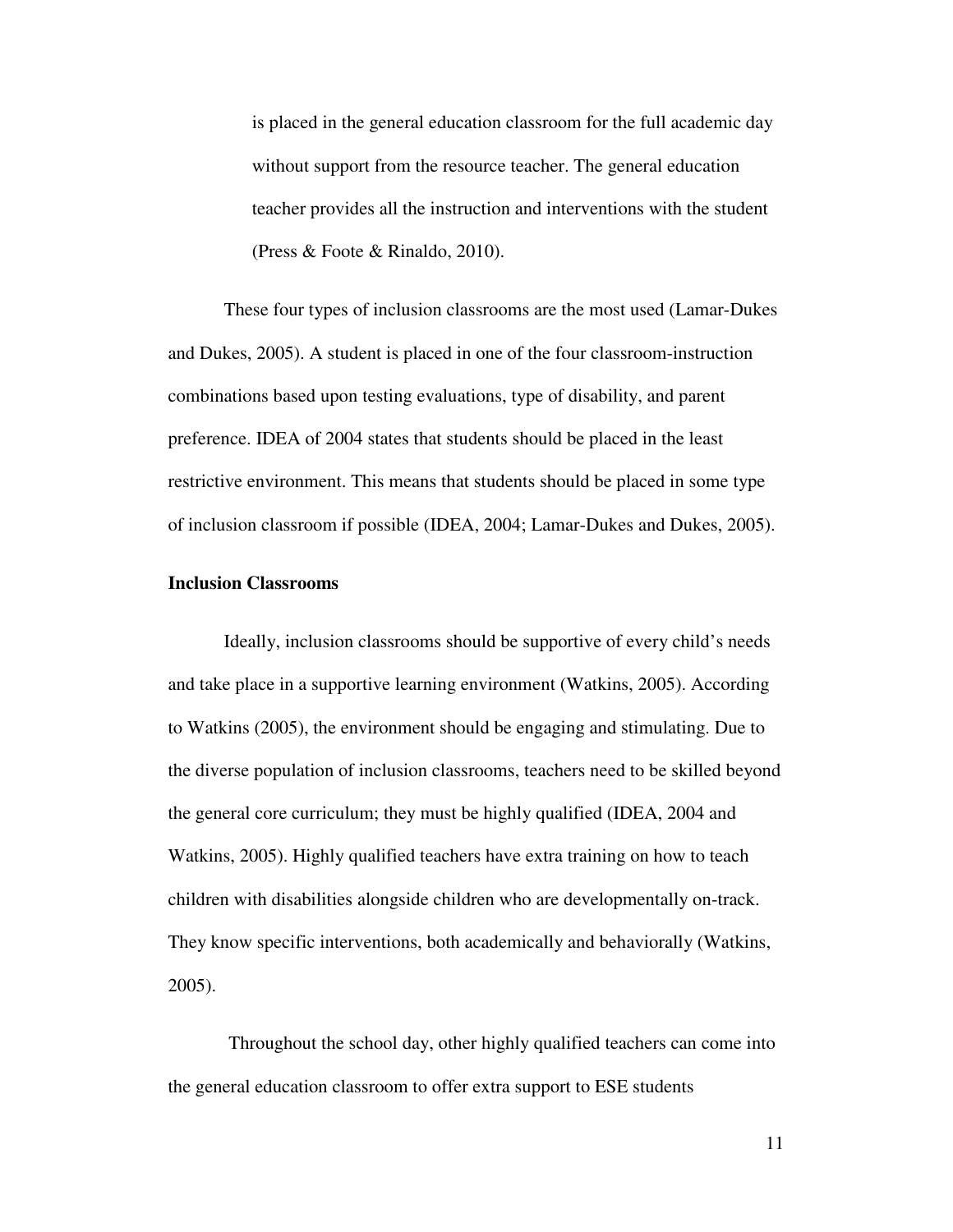is placed in the general education classroom for the full academic day without support from the resource teacher. The general education teacher provides all the instruction and interventions with the student (Press & Foote & Rinaldo, 2010).

These four types of inclusion classrooms are the most used (Lamar-Dukes and Dukes, 2005). A student is placed in one of the four classroom-instruction combinations based upon testing evaluations, type of disability, and parent preference. IDEA of 2004 states that students should be placed in the least restrictive environment. This means that students should be placed in some type of inclusion classroom if possible (IDEA, 2004; Lamar-Dukes and Dukes, 2005).

**Inclusion Classrooms**

Ideally, inclusion classrooms should be supportive of every child's needs and take place in a supportive learning environment (Watkins, 2005). According to Watkins (2005), the environment should be engaging and stimulating. Due to the diverse population of inclusion classrooms, teachers need to be skilled beyond the general core curriculum; they must be highly qualified (IDEA, 2004 and Watkins, 2005). Highly qualified teachers have extra training on how to teach children with disabilities alongside children who are developmentally on-track. They know specific interventions, both academically and behaviorally (Watkins, 2005).

Throughout the school day, other highly qualified teachers can come into the general education classroom to offer extra support to ESE students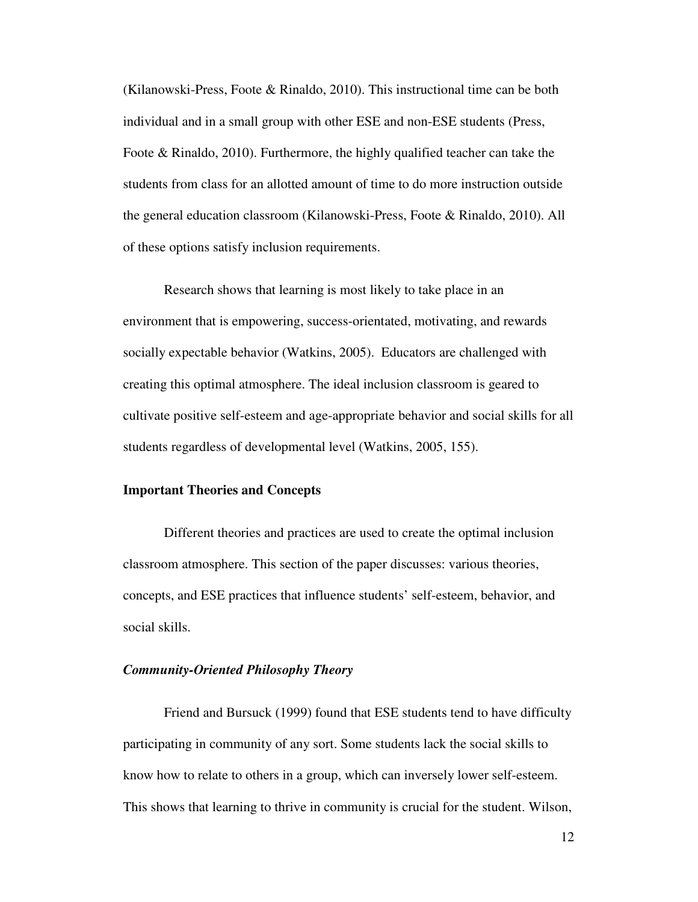(Kilanowski-Press, Foote & Rinaldo, 2010). This instructional time can be both individual and in a small group with other ESE and non-ESE students (Press, Foote & Rinaldo, 2010). Furthermore, the highly qualified teacher can take the students from class for an allotted amount of time to do more instruction outside the general education classroom (Kilanowski-Press, Foote & Rinaldo, 2010). All of these options satisfy inclusion requirements.

Research shows that learning is most likely to take place in an environment that is empowering, success-orientated, motivating, and rewards socially expectable behavior (Watkins, 2005). Educators are challenged with creating this optimal atmosphere. The ideal inclusion classroom is geared to cultivate positive self-esteem and age-appropriate behavior and social skills for all students regardless of developmental level (Watkins, 2005, 155).

**Important Theories and Concepts**

Different theories and practices are used to create the optimal inclusion classroom atmosphere. This section of the paper discusses: various theories, concepts, and ESE practices that influence students' self-esteem, behavior, and social skills.

***Community-Oriented Philosophy Theory***

Friend and Bursuck (1999) found that ESE students tend to have difficulty participating in community of any sort. Some students lack the social skills to know how to relate to others in a group, which can inversely lower self-esteem. This shows that learning to thrive in community is crucial for the student. Wilson,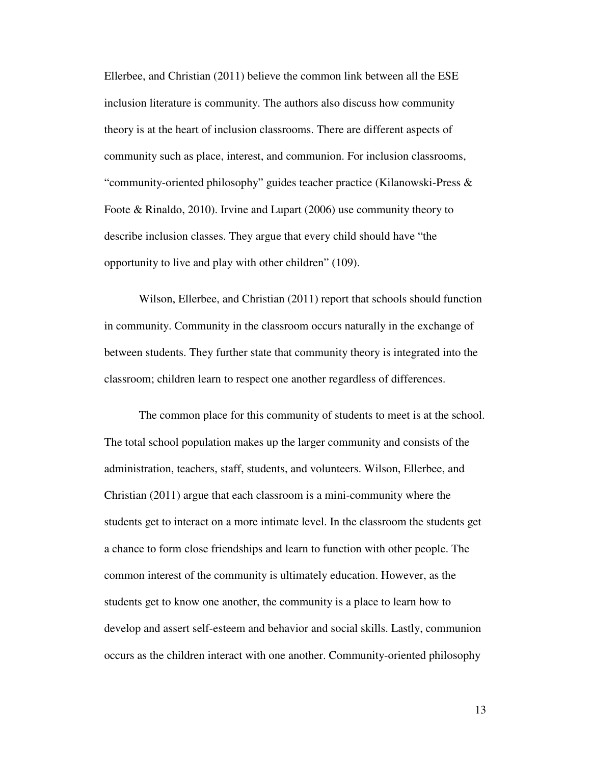Ellerbee, and Christian (2011) believe the common link between all the ESE inclusion literature is community. The authors also discuss how community theory is at the heart of inclusion classrooms. There are different aspects of community such as place, interest, and communion. For inclusion classrooms, "community-oriented philosophy" guides teacher practice (Kilanowski-Press & Foote & Rinaldo, 2010). Irvine and Lupart (2006) use community theory to describe inclusion classes. They argue that every child should have "the opportunity to live and play with other children" (109).

Wilson, Ellerbee, and Christian (2011) report that schools should function in community. Community in the classroom occurs naturally in the exchange of between students. They further state that community theory is integrated into the classroom; children learn to respect one another regardless of differences.

The common place for this community of students to meet is at the school. The total school population makes up the larger community and consists of the administration, teachers, staff, students, and volunteers. Wilson, Ellerbee, and Christian (2011) argue that each classroom is a mini-community where the students get to interact on a more intimate level. In the classroom the students get a chance to form close friendships and learn to function with other people. The common interest of the community is ultimately education. However, as the students get to know one another, the community is a place to learn how to develop and assert self-esteem and behavior and social skills. Lastly, communion occurs as the children interact with one another. Community-oriented philosophy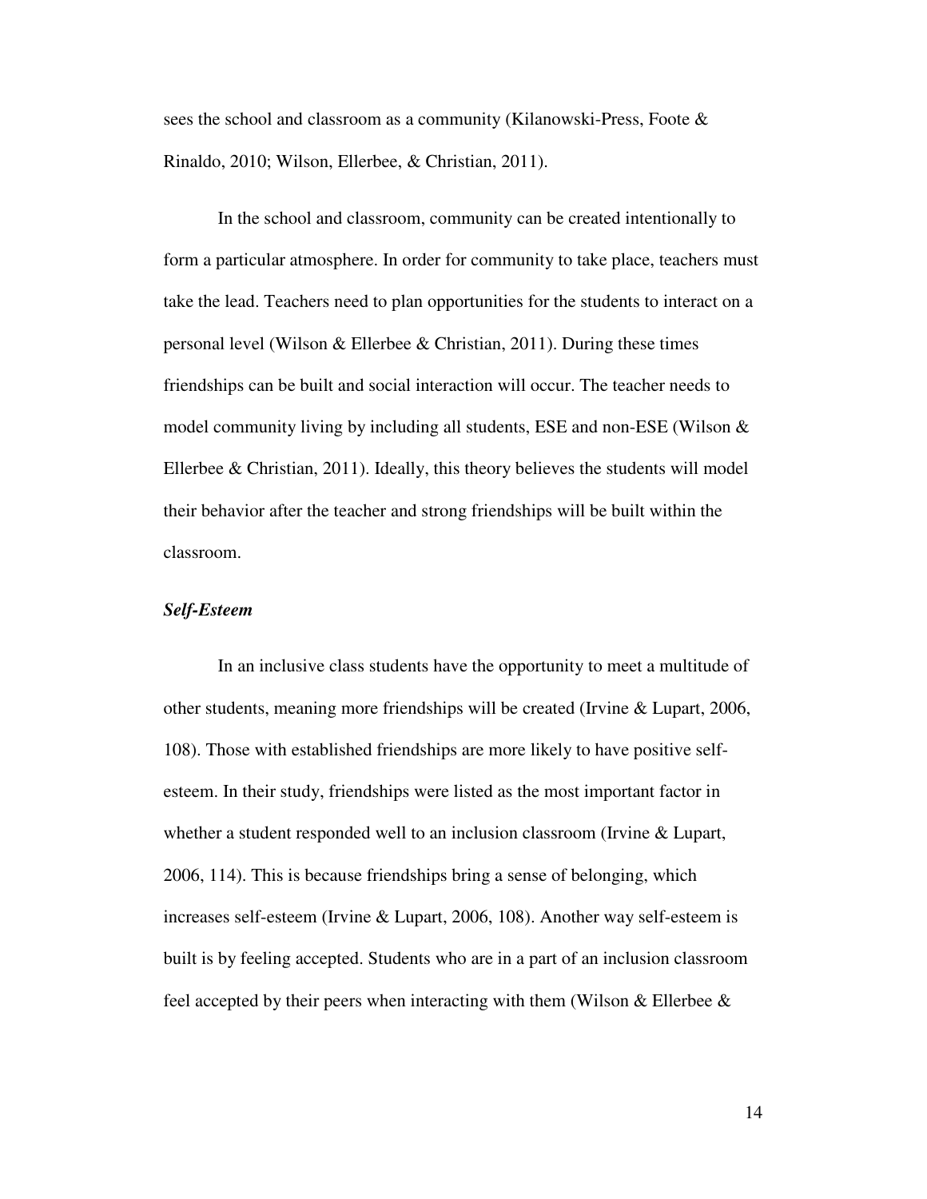sees the school and classroom as a community (Kilanowski-Press, Foote & Rinaldo, 2010; Wilson, Ellerbee, & Christian, 2011).

In the school and classroom, community can be created intentionally to form a particular atmosphere. In order for community to take place, teachers must take the lead. Teachers need to plan opportunities for the students to interact on a personal level (Wilson & Ellerbee & Christian, 2011). During these times friendships can be built and social interaction will occur. The teacher needs to model community living by including all students, ESE and non-ESE (Wilson & Ellerbee & Christian, 2011). Ideally, this theory believes the students will model their behavior after the teacher and strong friendships will be built within the classroom.

### *Self-Esteem*

In an inclusive class students have the opportunity to meet a multitude of other students, meaning more friendships will be created (Irvine & Lupart, 2006, 108). Those with established friendships are more likely to have positive self-esteem. In their study, friendships were listed as the most important factor in whether a student responded well to an inclusion classroom (Irvine & Lupart, 2006, 114). This is because friendships bring a sense of belonging, which increases self-esteem (Irvine & Lupart, 2006, 108). Another way self-esteem is built is by feeling accepted. Students who are in a part of an inclusion classroom feel accepted by their peers when interacting with them (Wilson & Ellerbee &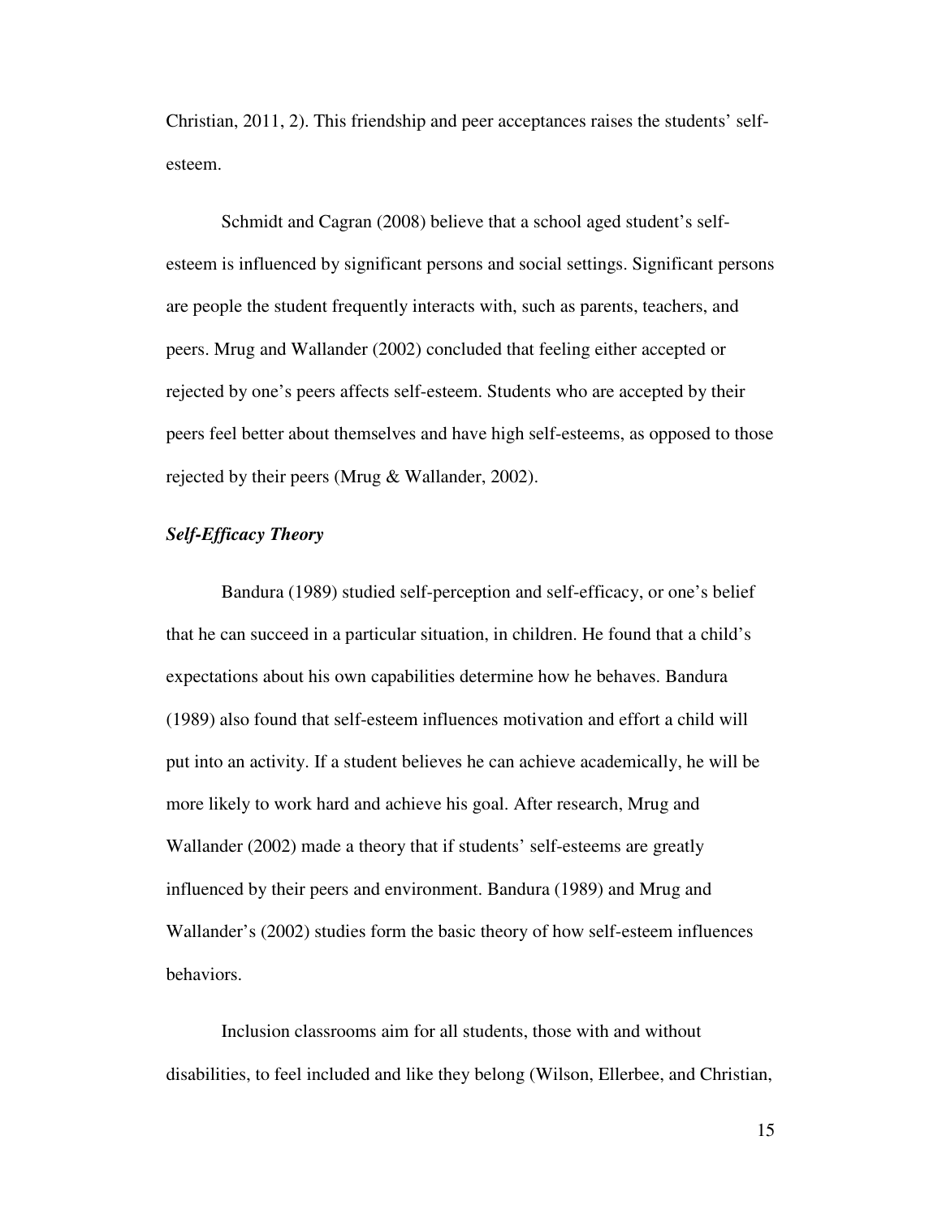Christian, 2011, 2). This friendship and peer acceptances raises the students' self-esteem.

Schmidt and Cagran (2008) believe that a school aged student's self-esteem is influenced by significant persons and social settings. Significant persons are people the student frequently interacts with, such as parents, teachers, and peers. Mrug and Wallander (2002) concluded that feeling either accepted or rejected by one's peers affects self-esteem. Students who are accepted by their peers feel better about themselves and have high self-esteems, as opposed to those rejected by their peers (Mrug & Wallander, 2002).

### ***Self-Efficacy Theory***

Bandura (1989) studied self-perception and self-efficacy, or one's belief that he can succeed in a particular situation, in children. He found that a child's expectations about his own capabilities determine how he behaves. Bandura (1989) also found that self-esteem influences motivation and effort a child will put into an activity. If a student believes he can achieve academically, he will be more likely to work hard and achieve his goal. After research, Mrug and Wallander (2002) made a theory that if students' self-esteems are greatly influenced by their peers and environment. Bandura (1989) and Mrug and Wallander's (2002) studies form the basic theory of how self-esteem influences behaviors.

Inclusion classrooms aim for all students, those with and without disabilities, to feel included and like they belong (Wilson, Ellerbee, and Christian,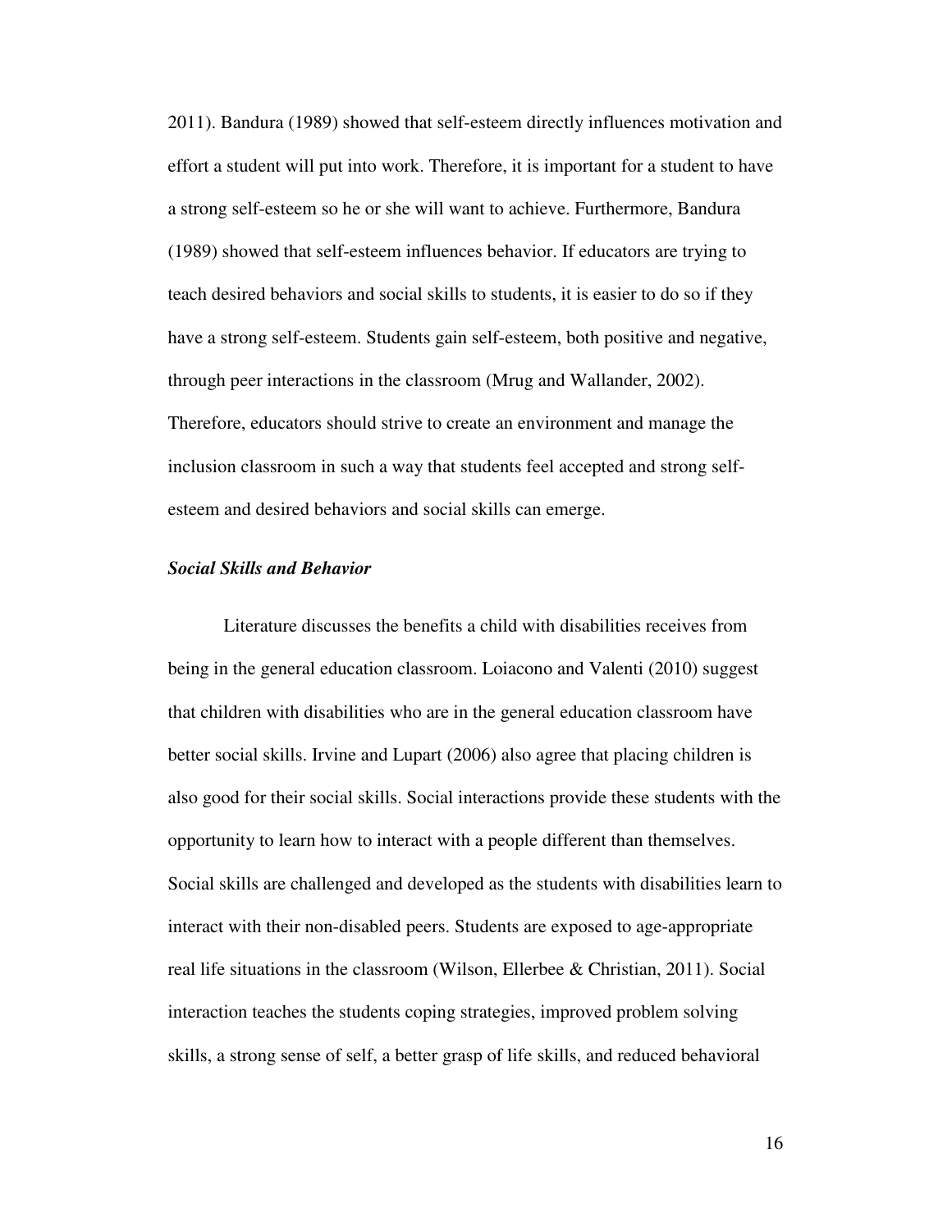2011). Bandura (1989) showed that self-esteem directly influences motivation and effort a student will put into work. Therefore, it is important for a student to have a strong self-esteem so he or she will want to achieve. Furthermore, Bandura (1989) showed that self-esteem influences behavior. If educators are trying to teach desired behaviors and social skills to students, it is easier to do so if they have a strong self-esteem. Students gain self-esteem, both positive and negative, through peer interactions in the classroom (Mrug and Wallander, 2002). Therefore, educators should strive to create an environment and manage the inclusion classroom in such a way that students feel accepted and strong self-esteem and desired behaviors and social skills can emerge.

### *Social Skills and Behavior*

Literature discusses the benefits a child with disabilities receives from being in the general education classroom. Loiacono and Valenti (2010) suggest that children with disabilities who are in the general education classroom have better social skills. Irvine and Lupart (2006) also agree that placing children is also good for their social skills. Social interactions provide these students with the opportunity to learn how to interact with a people different than themselves. Social skills are challenged and developed as the students with disabilities learn to interact with their non-disabled peers. Students are exposed to age-appropriate real life situations in the classroom (Wilson, Ellerbee & Christian, 2011). Social interaction teaches the students coping strategies, improved problem solving skills, a strong sense of self, a better grasp of life skills, and reduced behavioral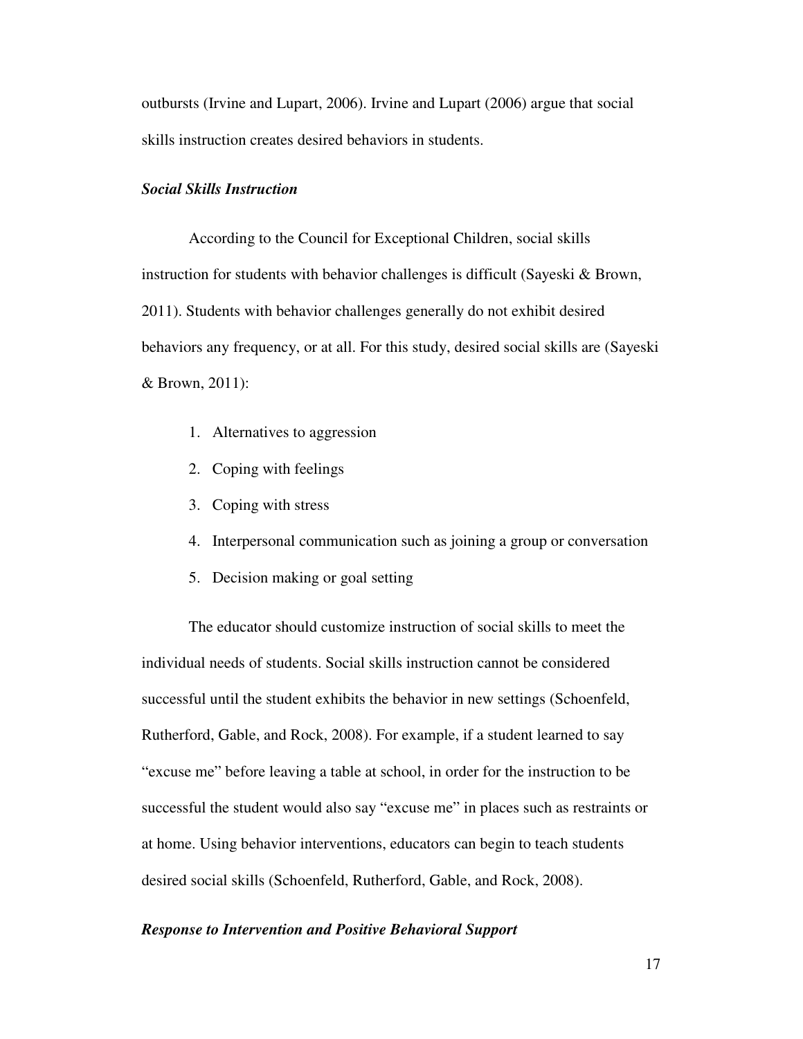outbursts (Irvine and Lupart, 2006). Irvine and Lupart (2006) argue that social skills instruction creates desired behaviors in students.

### *Social Skills Instruction*

According to the Council for Exceptional Children, social skills instruction for students with behavior challenges is difficult (Sayeski & Brown, 2011). Students with behavior challenges generally do not exhibit desired behaviors any frequency, or at all. For this study, desired social skills are (Sayeski & Brown, 2011):

1. Alternatives to aggression
2. Coping with feelings
3. Coping with stress
4. Interpersonal communication such as joining a group or conversation
5. Decision making or goal setting

The educator should customize instruction of social skills to meet the individual needs of students. Social skills instruction cannot be considered successful until the student exhibits the behavior in new settings (Schoenfeld, Rutherford, Gable, and Rock, 2008). For example, if a student learned to say "excuse me" before leaving a table at school, in order for the instruction to be successful the student would also say "excuse me" in places such as restraints or at home. Using behavior interventions, educators can begin to teach students desired social skills (Schoenfeld, Rutherford, Gable, and Rock, 2008).

### *Response to Intervention and Positive Behavioral Support*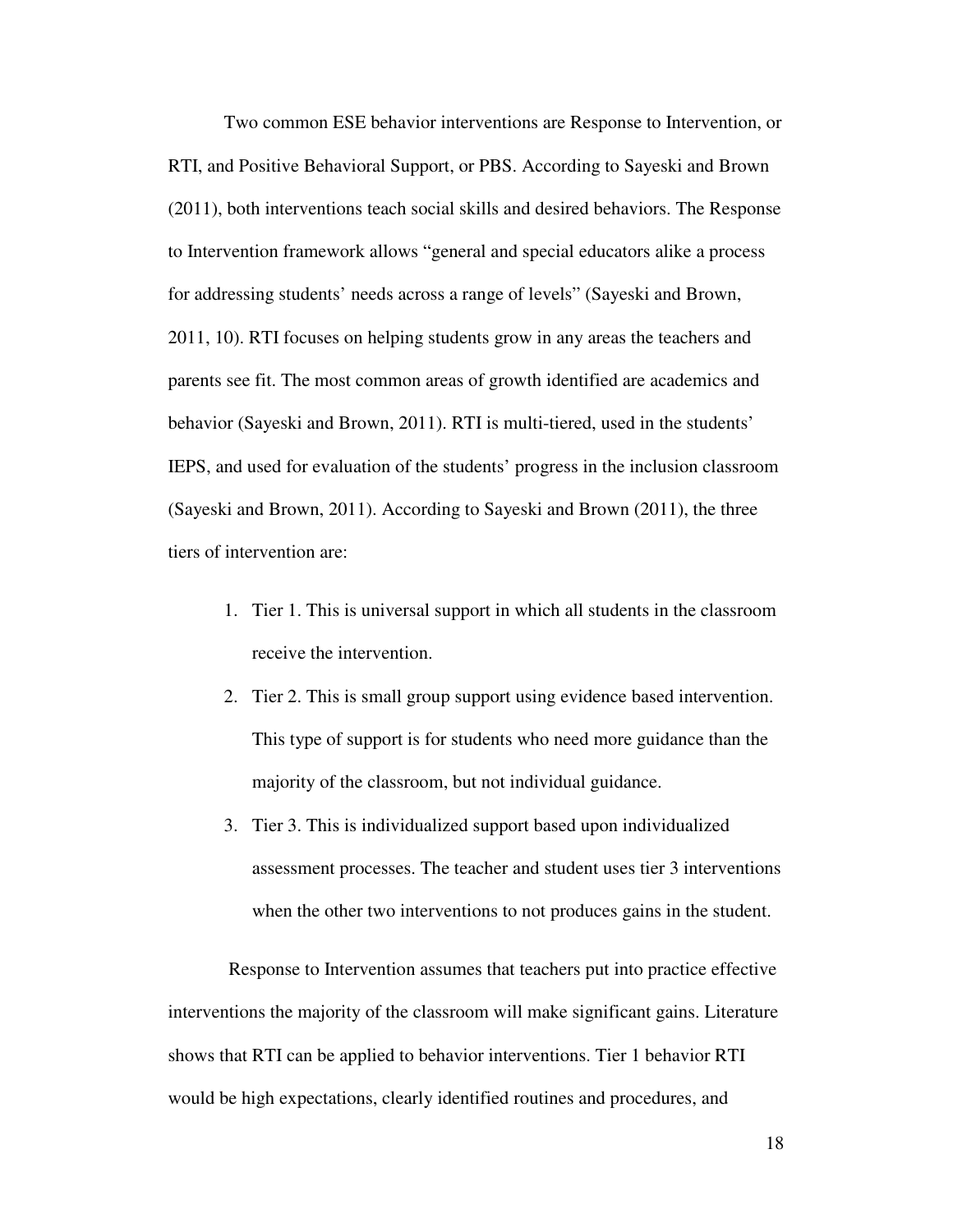Two common ESE behavior interventions are Response to Intervention, or RTI, and Positive Behavioral Support, or PBS. According to Sayeski and Brown (2011), both interventions teach social skills and desired behaviors. The Response to Intervention framework allows "general and special educators alike a process for addressing students' needs across a range of levels" (Sayeski and Brown, 2011, 10). RTI focuses on helping students grow in any areas the teachers and parents see fit. The most common areas of growth identified are academics and behavior (Sayeski and Brown, 2011). RTI is multi-tiered, used in the students' IEPS, and used for evaluation of the students' progress in the inclusion classroom (Sayeski and Brown, 2011). According to Sayeski and Brown (2011), the three tiers of intervention are:

1. Tier 1. This is universal support in which all students in the classroom receive the intervention.
2. Tier 2. This is small group support using evidence based intervention. This type of support is for students who need more guidance than the majority of the classroom, but not individual guidance.
3. Tier 3. This is individualized support based upon individualized assessment processes. The teacher and student uses tier 3 interventions when the other two interventions to not produces gains in the student.

Response to Intervention assumes that teachers put into practice effective interventions the majority of the classroom will make significant gains. Literature shows that RTI can be applied to behavior interventions. Tier 1 behavior RTI would be high expectations, clearly identified routines and procedures, and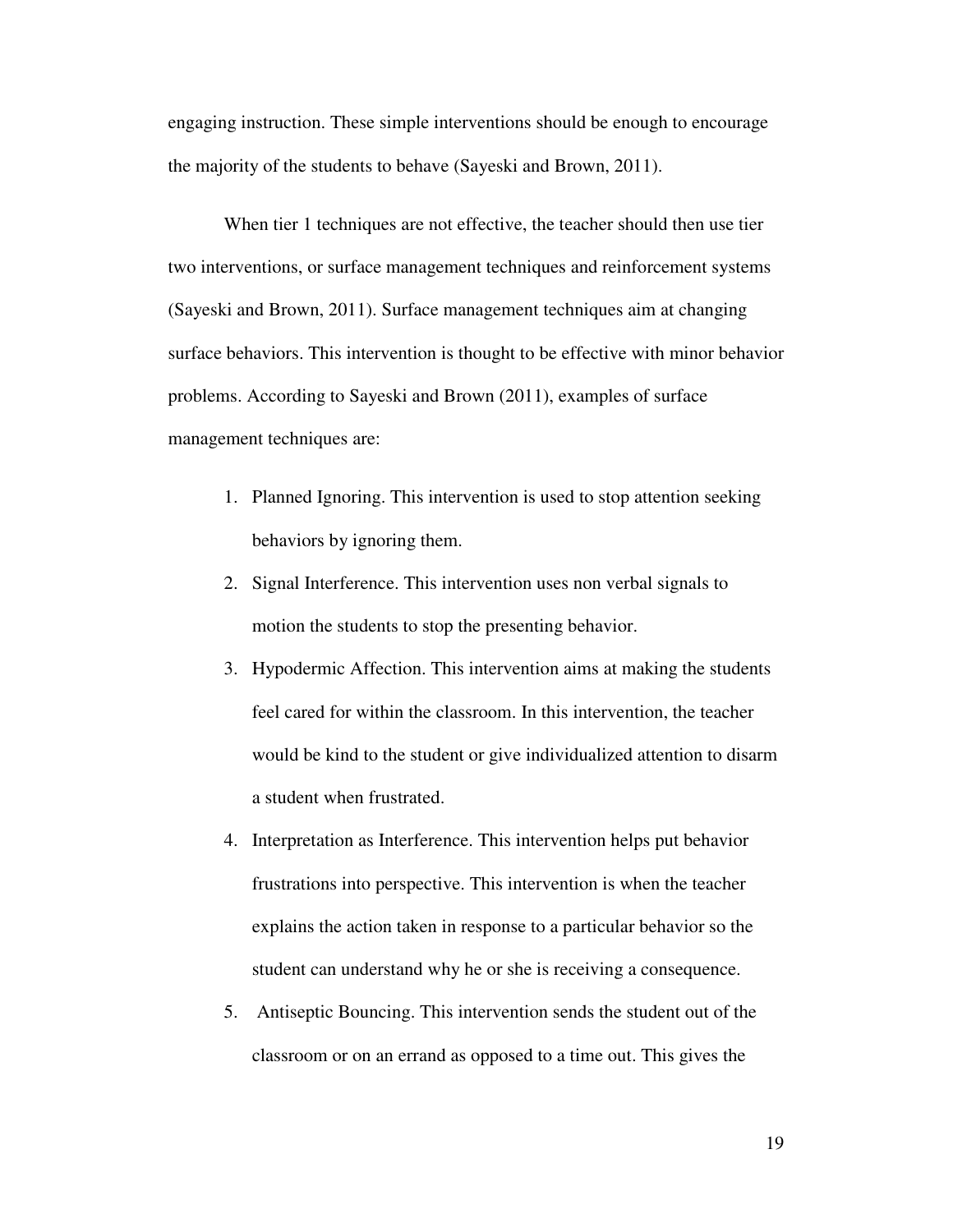engaging instruction. These simple interventions should be enough to encourage the majority of the students to behave (Sayeski and Brown, 2011).

When tier 1 techniques are not effective, the teacher should then use tier two interventions, or surface management techniques and reinforcement systems (Sayeski and Brown, 2011). Surface management techniques aim at changing surface behaviors. This intervention is thought to be effective with minor behavior problems. According to Sayeski and Brown (2011), examples of surface management techniques are:

1. Planned Ignoring. This intervention is used to stop attention seeking behaviors by ignoring them.
2. Signal Interference. This intervention uses non verbal signals to motion the students to stop the presenting behavior.
3. Hypodermic Affection. This intervention aims at making the students feel cared for within the classroom. In this intervention, the teacher would be kind to the student or give individualized attention to disarm a student when frustrated.
4. Interpretation as Interference. This intervention helps put behavior frustrations into perspective. This intervention is when the teacher explains the action taken in response to a particular behavior so the student can understand why he or she is receiving a consequence.
5. Antiseptic Bouncing. This intervention sends the student out of the classroom or on an errand as opposed to a time out. This gives the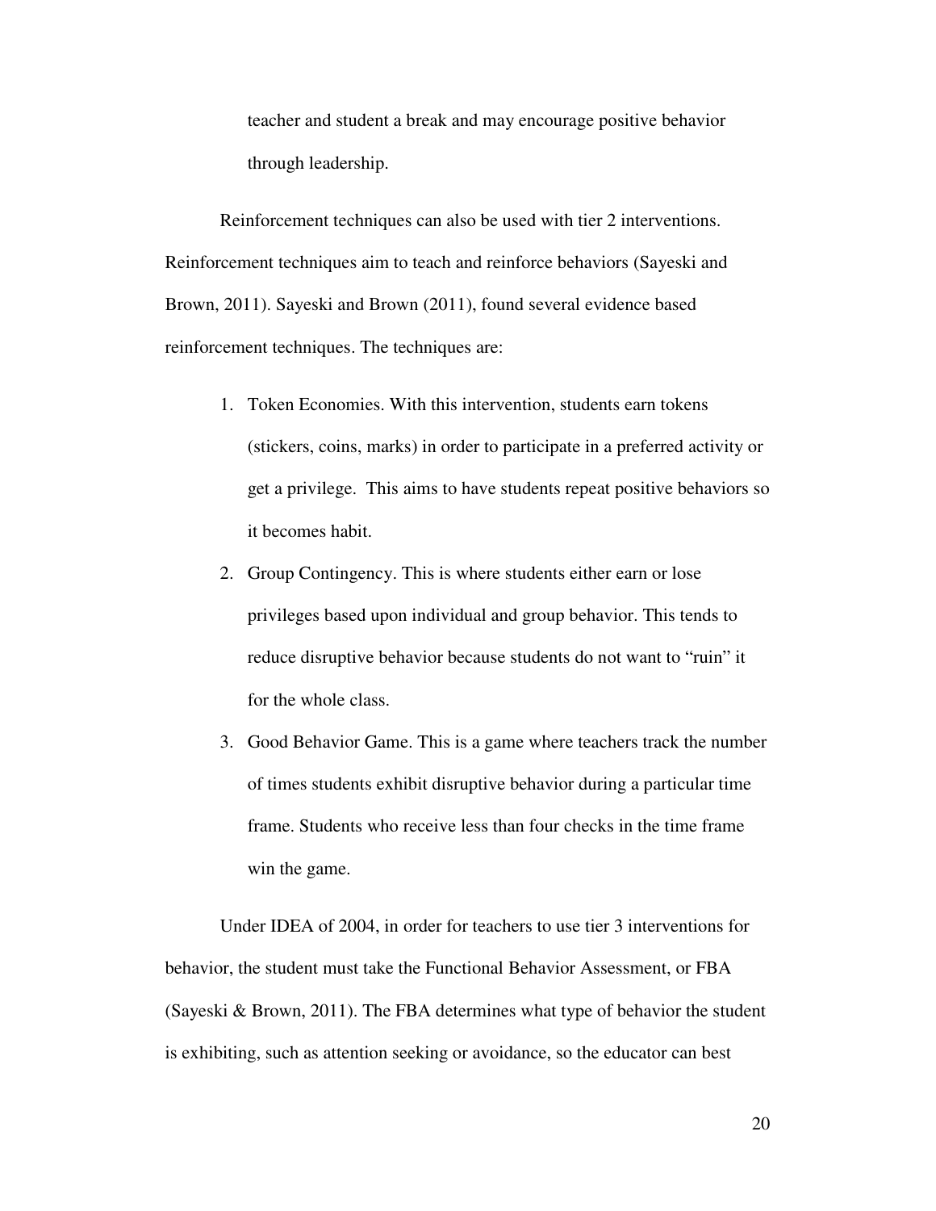teacher and student a break and may encourage positive behavior through leadership.

Reinforcement techniques can also be used with tier 2 interventions. Reinforcement techniques aim to teach and reinforce behaviors (Sayeski and Brown, 2011). Sayeski and Brown (2011), found several evidence based reinforcement techniques. The techniques are:

1. Token Economies. With this intervention, students earn tokens (stickers, coins, marks) in order to participate in a preferred activity or get a privilege. This aims to have students repeat positive behaviors so it becomes habit.
2. Group Contingency. This is where students either earn or lose privileges based upon individual and group behavior. This tends to reduce disruptive behavior because students do not want to "ruin" it for the whole class.
3. Good Behavior Game. This is a game where teachers track the number of times students exhibit disruptive behavior during a particular time frame. Students who receive less than four checks in the time frame win the game.

Under IDEA of 2004, in order for teachers to use tier 3 interventions for behavior, the student must take the Functional Behavior Assessment, or FBA (Sayeski & Brown, 2011). The FBA determines what type of behavior the student is exhibiting, such as attention seeking or avoidance, so the educator can best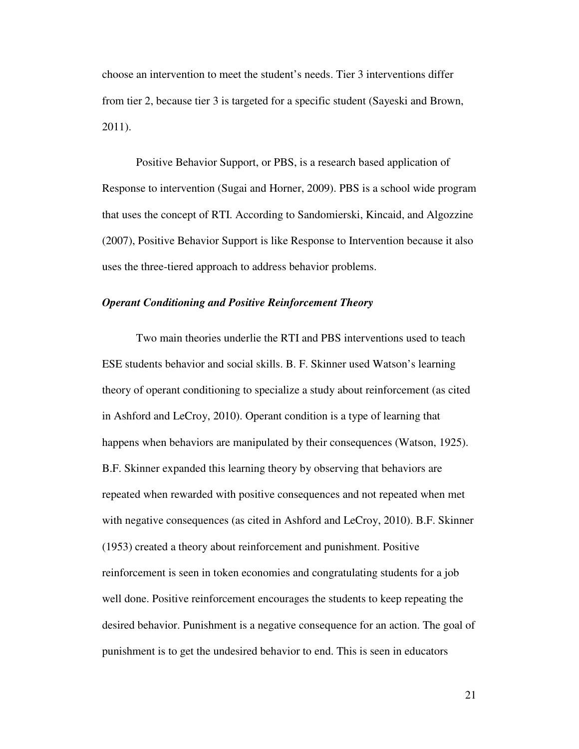choose an intervention to meet the student's needs. Tier 3 interventions differ from tier 2, because tier 3 is targeted for a specific student (Sayeski and Brown, 2011).

Positive Behavior Support, or PBS, is a research based application of Response to intervention (Sugai and Horner, 2009). PBS is a school wide program that uses the concept of RTI. According to Sandomierski, Kincaid, and Algozzine (2007), Positive Behavior Support is like Response to Intervention because it also uses the three-tiered approach to address behavior problems.

***Operant Conditioning and Positive Reinforcement Theory***

Two main theories underlie the RTI and PBS interventions used to teach ESE students behavior and social skills. B. F. Skinner used Watson's learning theory of operant conditioning to specialize a study about reinforcement (as cited in Ashford and LeCroy, 2010). Operant condition is a type of learning that happens when behaviors are manipulated by their consequences (Watson, 1925). B.F. Skinner expanded this learning theory by observing that behaviors are repeated when rewarded with positive consequences and not repeated when met with negative consequences (as cited in Ashford and LeCroy, 2010). B.F. Skinner (1953) created a theory about reinforcement and punishment. Positive reinforcement is seen in token economies and congratulating students for a job well done. Positive reinforcement encourages the students to keep repeating the desired behavior. Punishment is a negative consequence for an action. The goal of punishment is to get the undesired behavior to end. This is seen in educators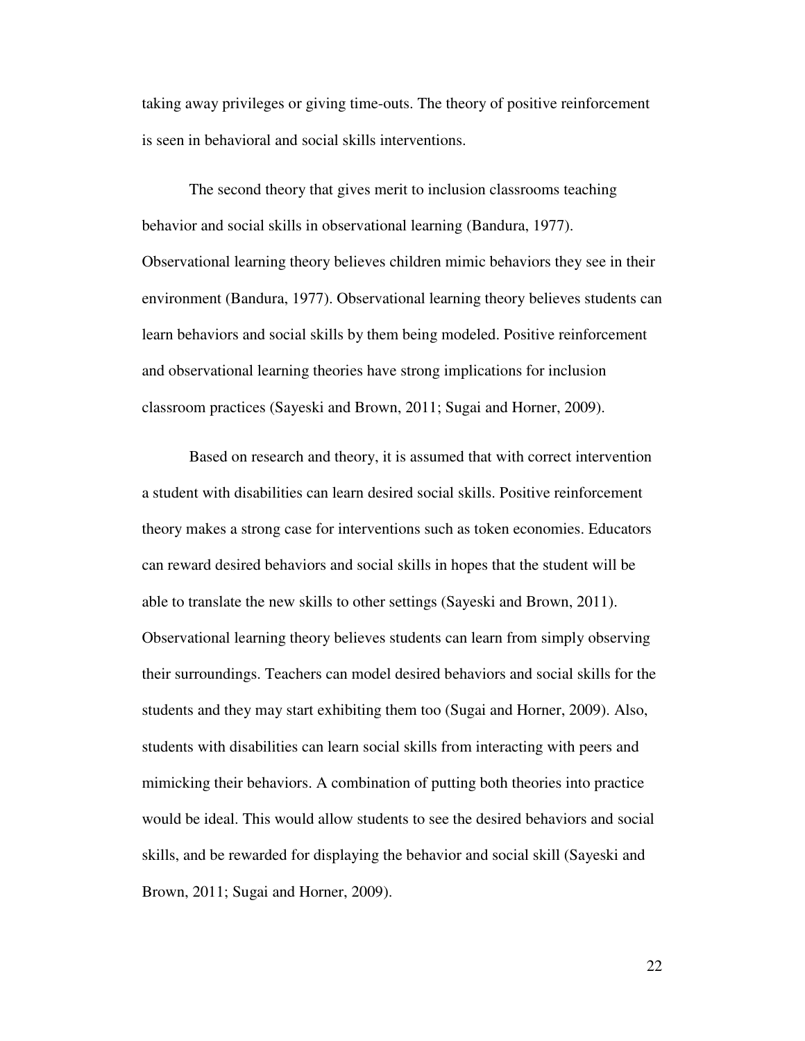taking away privileges or giving time-outs. The theory of positive reinforcement is seen in behavioral and social skills interventions.

The second theory that gives merit to inclusion classrooms teaching behavior and social skills in observational learning (Bandura, 1977). Observational learning theory believes children mimic behaviors they see in their environment (Bandura, 1977). Observational learning theory believes students can learn behaviors and social skills by them being modeled. Positive reinforcement and observational learning theories have strong implications for inclusion classroom practices (Sayeski and Brown, 2011; Sugai and Horner, 2009).

Based on research and theory, it is assumed that with correct intervention a student with disabilities can learn desired social skills. Positive reinforcement theory makes a strong case for interventions such as token economies. Educators can reward desired behaviors and social skills in hopes that the student will be able to translate the new skills to other settings (Sayeski and Brown, 2011). Observational learning theory believes students can learn from simply observing their surroundings. Teachers can model desired behaviors and social skills for the students and they may start exhibiting them too (Sugai and Horner, 2009). Also, students with disabilities can learn social skills from interacting with peers and mimicking their behaviors. A combination of putting both theories into practice would be ideal. This would allow students to see the desired behaviors and social skills, and be rewarded for displaying the behavior and social skill (Sayeski and Brown, 2011; Sugai and Horner, 2009).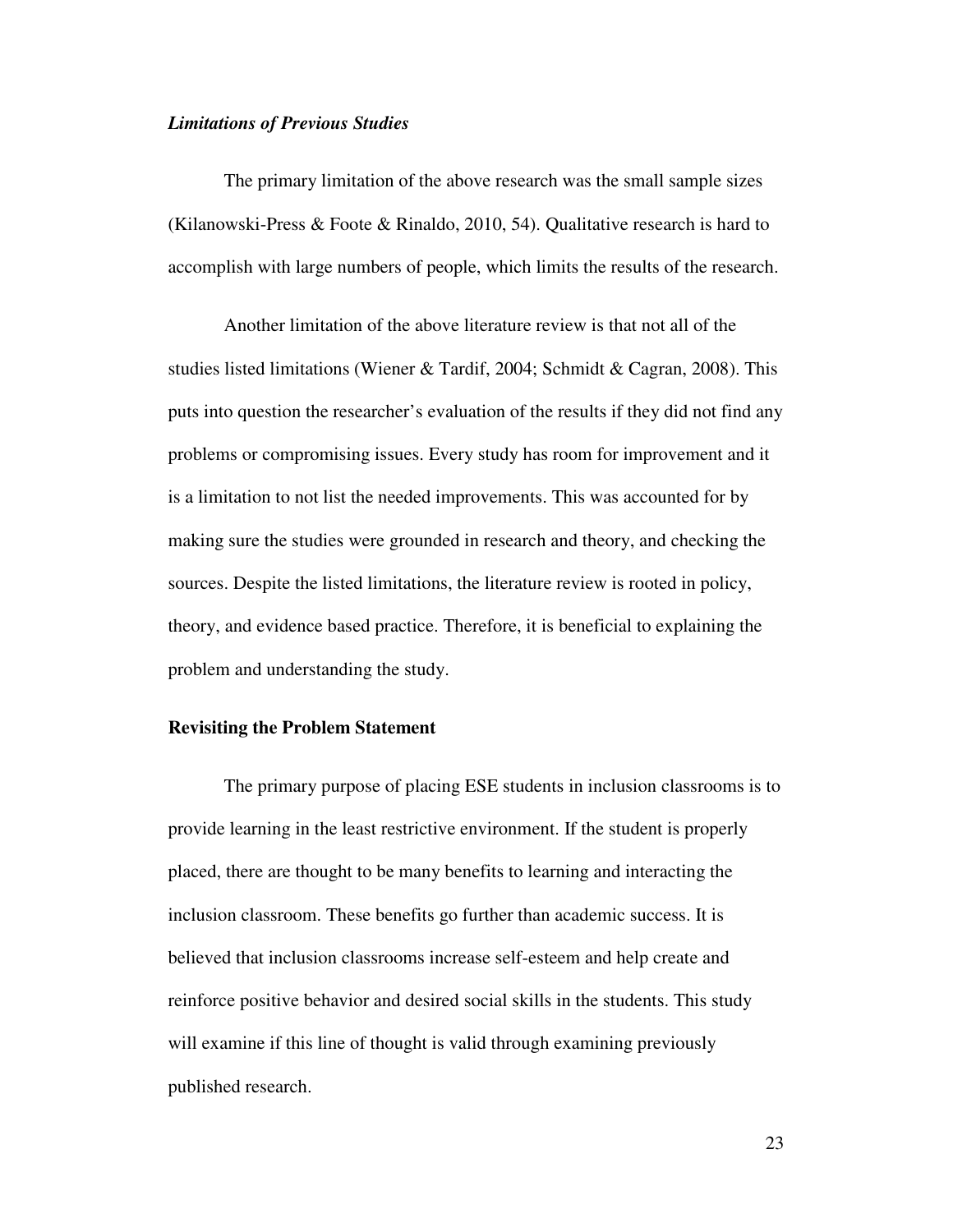### *Limitations of Previous Studies*

The primary limitation of the above research was the small sample sizes (Kilanowski-Press & Foote & Rinaldo, 2010, 54). Qualitative research is hard to accomplish with large numbers of people, which limits the results of the research.

Another limitation of the above literature review is that not all of the studies listed limitations (Wiener & Tardif, 2004; Schmidt & Cagran, 2008). This puts into question the researcher's evaluation of the results if they did not find any problems or compromising issues. Every study has room for improvement and it is a limitation to not list the needed improvements. This was accounted for by making sure the studies were grounded in research and theory, and checking the sources. Despite the listed limitations, the literature review is rooted in policy, theory, and evidence based practice. Therefore, it is beneficial to explaining the problem and understanding the study.

## Revisiting the Problem Statement

The primary purpose of placing ESE students in inclusion classrooms is to provide learning in the least restrictive environment. If the student is properly placed, there are thought to be many benefits to learning and interacting the inclusion classroom. These benefits go further than academic success. It is believed that inclusion classrooms increase self-esteem and help create and reinforce positive behavior and desired social skills in the students. This study will examine if this line of thought is valid through examining previously published research.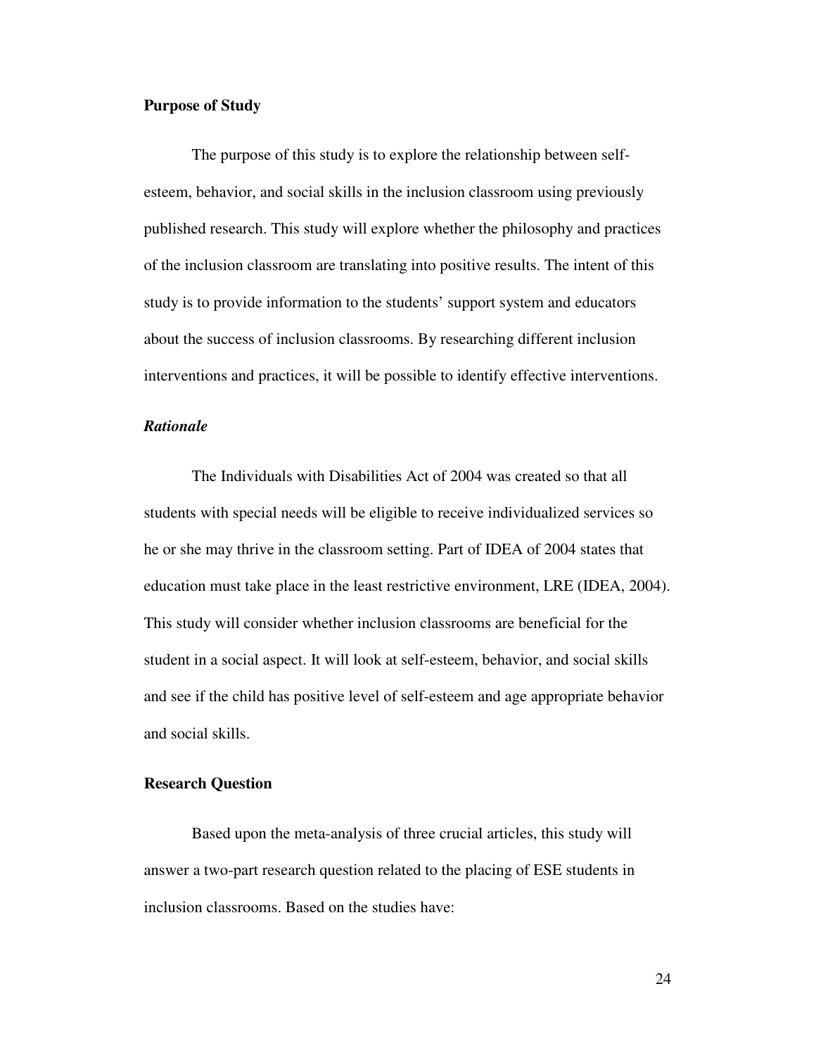## Purpose of Study

The purpose of this study is to explore the relationship between self-esteem, behavior, and social skills in the inclusion classroom using previously published research. This study will explore whether the philosophy and practices of the inclusion classroom are translating into positive results. The intent of this study is to provide information to the students' support system and educators about the success of inclusion classrooms. By researching different inclusion interventions and practices, it will be possible to identify effective interventions.

### *Rationale*

The Individuals with Disabilities Act of 2004 was created so that all students with special needs will be eligible to receive individualized services so he or she may thrive in the classroom setting. Part of IDEA of 2004 states that education must take place in the least restrictive environment, LRE (IDEA, 2004). This study will consider whether inclusion classrooms are beneficial for the student in a social aspect. It will look at self-esteem, behavior, and social skills and see if the child has positive level of self-esteem and age appropriate behavior and social skills.

## Research Question

Based upon the meta-analysis of three crucial articles, this study will answer a two-part research question related to the placing of ESE students in inclusion classrooms. Based on the studies have: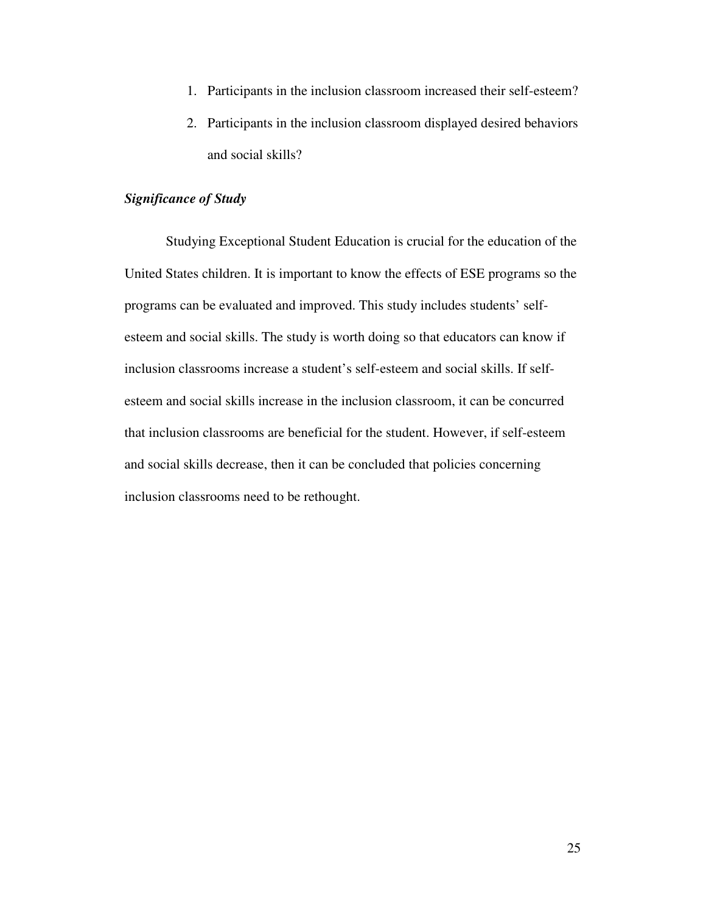1. Participants in the inclusion classroom increased their self-esteem?
2. Participants in the inclusion classroom displayed desired behaviors and social skills?

### ***Significance of Study***

Studying Exceptional Student Education is crucial for the education of the United States children. It is important to know the effects of ESE programs so the programs can be evaluated and improved. This study includes students' self-esteem and social skills. The study is worth doing so that educators can know if inclusion classrooms increase a student's self-esteem and social skills. If self-esteem and social skills increase in the inclusion classroom, it can be concurred that inclusion classrooms are beneficial for the student. However, if self-esteem and social skills decrease, then it can be concluded that policies concerning inclusion classrooms need to be rethought.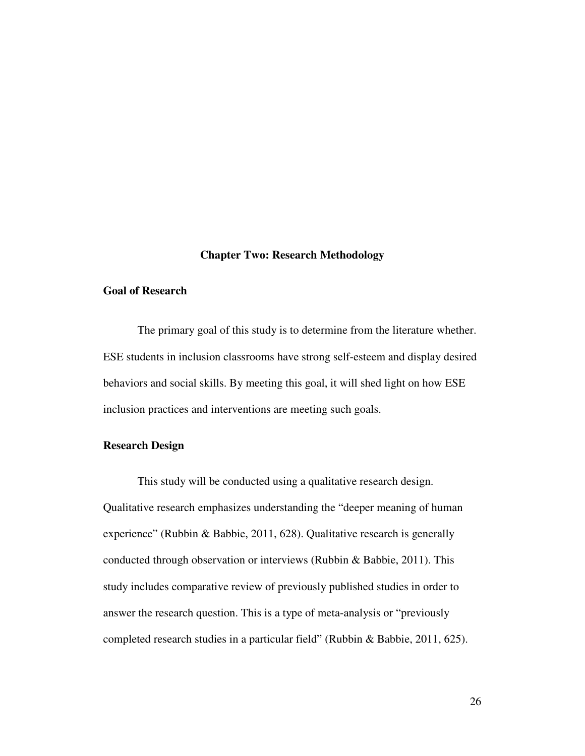# Chapter Two: Research Methodology

## Goal of Research

The primary goal of this study is to determine from the literature whether. ESE students in inclusion classrooms have strong self-esteem and display desired behaviors and social skills. By meeting this goal, it will shed light on how ESE inclusion practices and interventions are meeting such goals.

## Research Design

This study will be conducted using a qualitative research design. Qualitative research emphasizes understanding the "deeper meaning of human experience" (Rubbin & Babbie, 2011, 628). Qualitative research is generally conducted through observation or interviews (Rubbin & Babbie, 2011). This study includes comparative review of previously published studies in order to answer the research question. This is a type of meta-analysis or "previously completed research studies in a particular field" (Rubbin & Babbie, 2011, 625).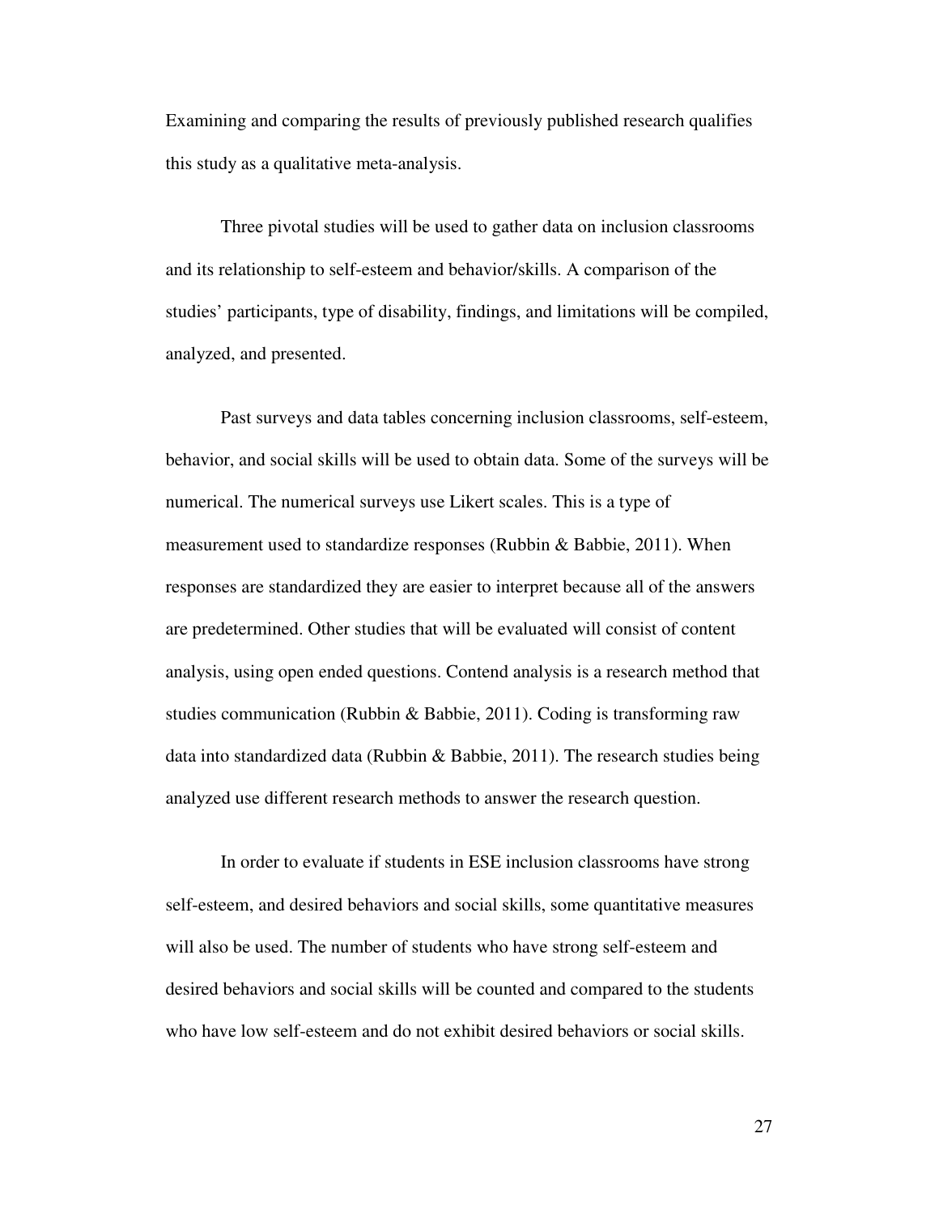Examining and comparing the results of previously published research qualifies this study as a qualitative meta-analysis.

Three pivotal studies will be used to gather data on inclusion classrooms and its relationship to self-esteem and behavior/skills. A comparison of the studies' participants, type of disability, findings, and limitations will be compiled, analyzed, and presented.

Past surveys and data tables concerning inclusion classrooms, self-esteem, behavior, and social skills will be used to obtain data. Some of the surveys will be numerical. The numerical surveys use Likert scales. This is a type of measurement used to standardize responses (Rubbin & Babbie, 2011). When responses are standardized they are easier to interpret because all of the answers are predetermined. Other studies that will be evaluated will consist of content analysis, using open ended questions. Contend analysis is a research method that studies communication (Rubbin & Babbie, 2011). Coding is transforming raw data into standardized data (Rubbin & Babbie, 2011). The research studies being analyzed use different research methods to answer the research question.

In order to evaluate if students in ESE inclusion classrooms have strong self-esteem, and desired behaviors and social skills, some quantitative measures will also be used. The number of students who have strong self-esteem and desired behaviors and social skills will be counted and compared to the students who have low self-esteem and do not exhibit desired behaviors or social skills.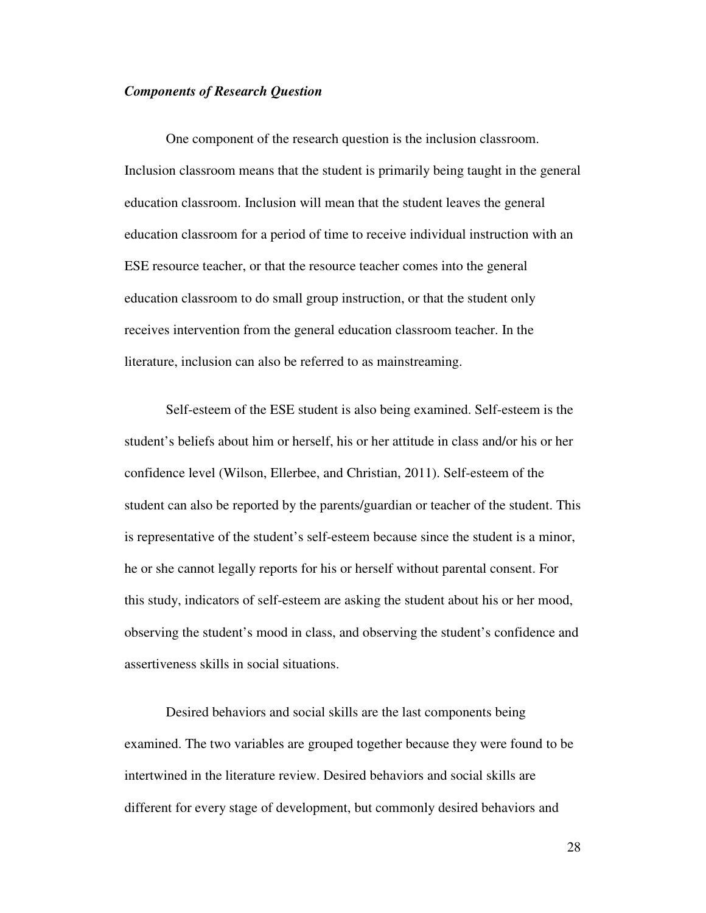### *Components of Research Question*

One component of the research question is the inclusion classroom. Inclusion classroom means that the student is primarily being taught in the general education classroom. Inclusion will mean that the student leaves the general education classroom for a period of time to receive individual instruction with an ESE resource teacher, or that the resource teacher comes into the general education classroom to do small group instruction, or that the student only receives intervention from the general education classroom teacher. In the literature, inclusion can also be referred to as mainstreaming.

Self-esteem of the ESE student is also being examined. Self-esteem is the student's beliefs about him or herself, his or her attitude in class and/or his or her confidence level (Wilson, Ellerbee, and Christian, 2011). Self-esteem of the student can also be reported by the parents/guardian or teacher of the student. This is representative of the student's self-esteem because since the student is a minor, he or she cannot legally reports for his or herself without parental consent. For this study, indicators of self-esteem are asking the student about his or her mood, observing the student's mood in class, and observing the student's confidence and assertiveness skills in social situations.

Desired behaviors and social skills are the last components being examined. The two variables are grouped together because they were found to be intertwined in the literature review. Desired behaviors and social skills are different for every stage of development, but commonly desired behaviors and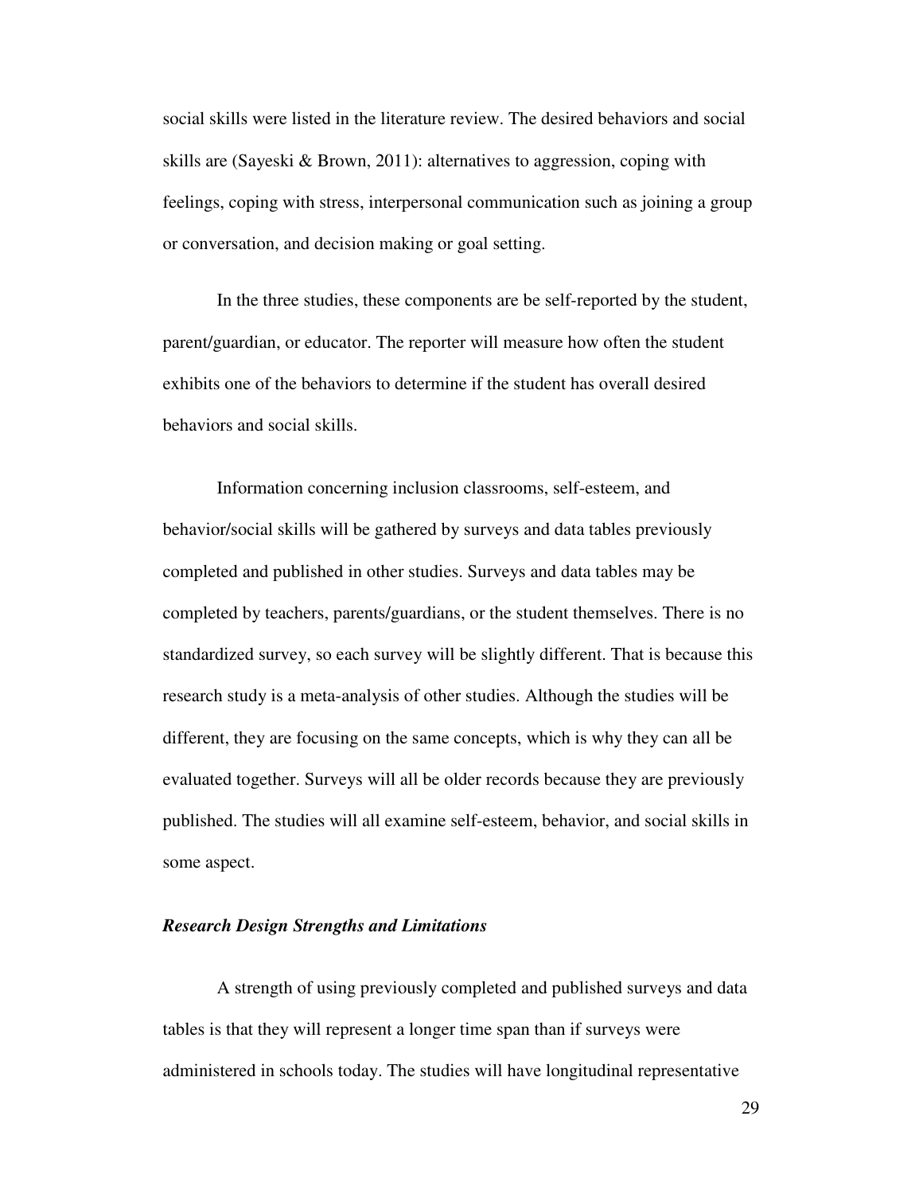social skills were listed in the literature review. The desired behaviors and social skills are (Sayeski & Brown, 2011): alternatives to aggression, coping with feelings, coping with stress, interpersonal communication such as joining a group or conversation, and decision making or goal setting.

In the three studies, these components are be self-reported by the student, parent/guardian, or educator. The reporter will measure how often the student exhibits one of the behaviors to determine if the student has overall desired behaviors and social skills.

Information concerning inclusion classrooms, self-esteem, and behavior/social skills will be gathered by surveys and data tables previously completed and published in other studies. Surveys and data tables may be completed by teachers, parents/guardians, or the student themselves. There is no standardized survey, so each survey will be slightly different. That is because this research study is a meta-analysis of other studies. Although the studies will be different, they are focusing on the same concepts, which is why they can all be evaluated together. Surveys will all be older records because they are previously published. The studies will all examine self-esteem, behavior, and social skills in some aspect.

### ***Research Design Strengths and Limitations***

A strength of using previously completed and published surveys and data tables is that they will represent a longer time span than if surveys were administered in schools today. The studies will have longitudinal representative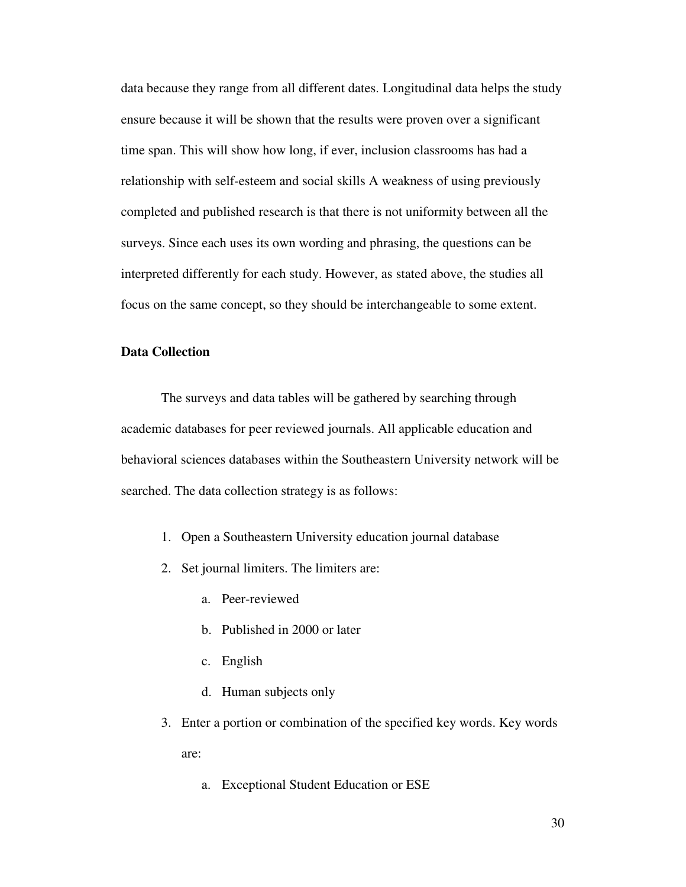data because they range from all different dates. Longitudinal data helps the study ensure because it will be shown that the results were proven over a significant time span. This will show how long, if ever, inclusion classrooms has had a relationship with self-esteem and social skills A weakness of using previously completed and published research is that there is not uniformity between all the surveys. Since each uses its own wording and phrasing, the questions can be interpreted differently for each study. However, as stated above, the studies all focus on the same concept, so they should be interchangeable to some extent.

**Data Collection**

The surveys and data tables will be gathered by searching through academic databases for peer reviewed journals. All applicable education and behavioral sciences databases within the Southeastern University network will be searched. The data collection strategy is as follows:

1. Open a Southeastern University education journal database
2. Set journal limiters. The limiters are:
   a. Peer-reviewed
   b. Published in 2000 or later
   c. English
   d. Human subjects only
3. Enter a portion or combination of the specified key words. Key words are:
   a. Exceptional Student Education or ESE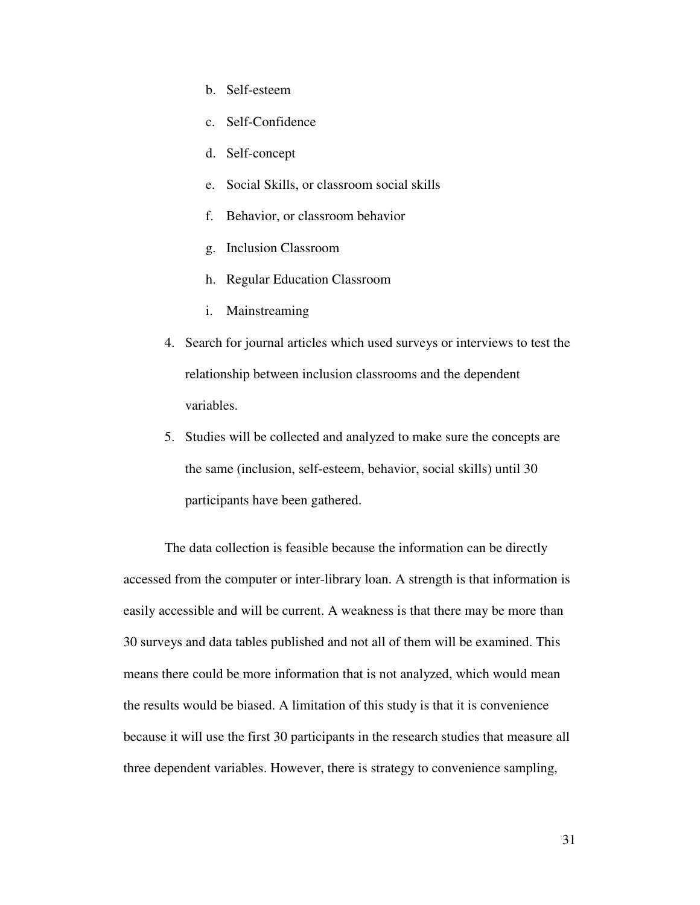b. Self-esteem
   c. Self-Confidence
   d. Self-concept
   e. Social Skills, or classroom social skills
   f. Behavior, or classroom behavior
   g. Inclusion Classroom
   h. Regular Education Classroom
   i. Mainstreaming

4. Search for journal articles which used surveys or interviews to test the relationship between inclusion classrooms and the dependent variables.
5. Studies will be collected and analyzed to make sure the concepts are the same (inclusion, self-esteem, behavior, social skills) until 30 participants have been gathered.

The data collection is feasible because the information can be directly accessed from the computer or inter-library loan. A strength is that information is easily accessible and will be current. A weakness is that there may be more than 30 surveys and data tables published and not all of them will be examined. This means there could be more information that is not analyzed, which would mean the results would be biased. A limitation of this study is that it is convenience because it will use the first 30 participants in the research studies that measure all three dependent variables. However, there is strategy to convenience sampling,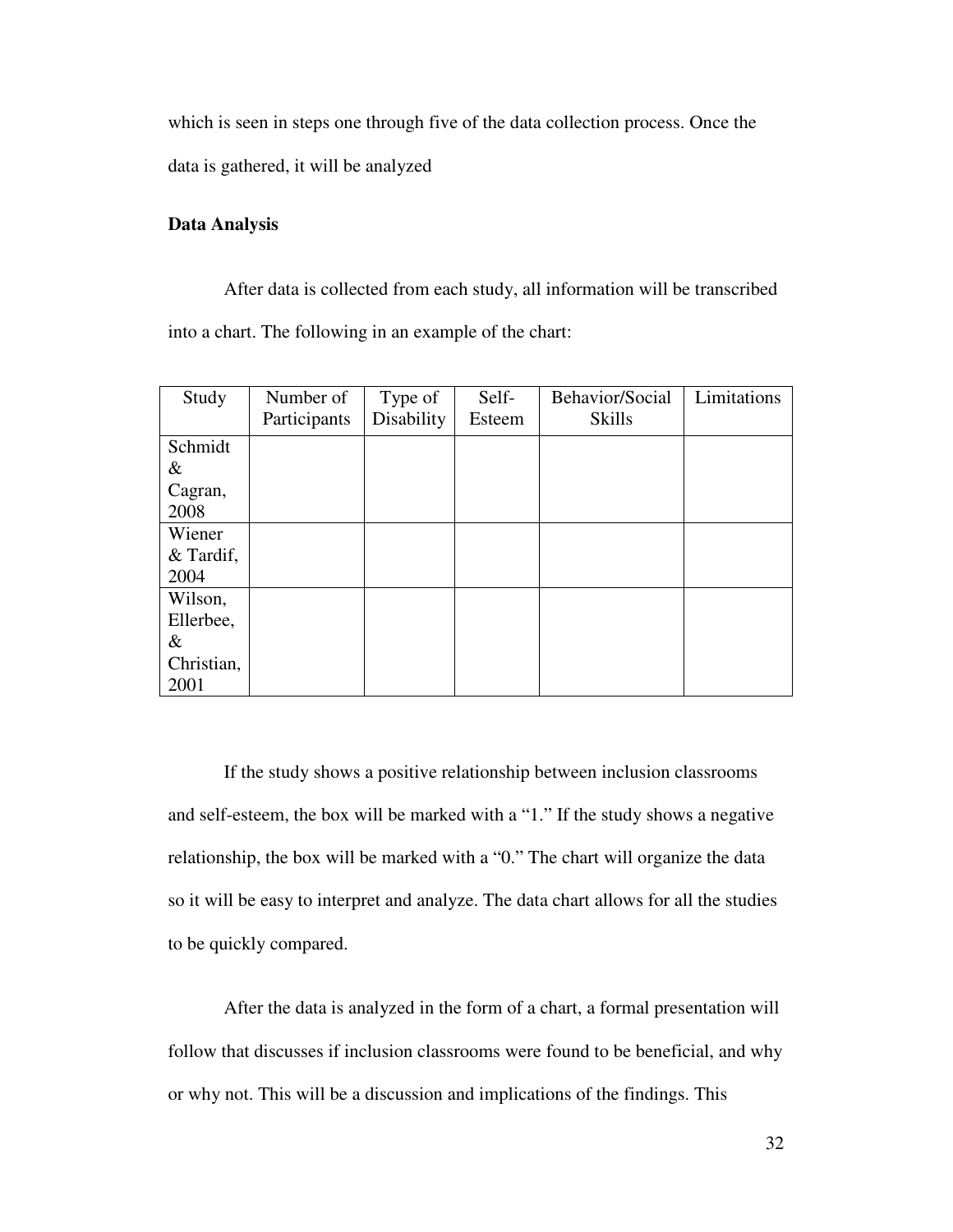which is seen in steps one through five of the data collection process. Once the data is gathered, it will be analyzed

**Data Analysis**

After data is collected from each study, all information will be transcribed into a chart. The following in an example of the chart:

| Study | Number of Participants | Type of Disability | Self-Esteem | Behavior/Social Skills | Limitations |
|---|---|---|---|---|---|
| Schmidt & Cagran, 2008 | | | | | |
| Wiener & Tardif, 2004 | | | | | |
| Wilson, Ellerbee, & Christian, 2001 | | | | | |

If the study shows a positive relationship between inclusion classrooms and self-esteem, the box will be marked with a "1." If the study shows a negative relationship, the box will be marked with a "0." The chart will organize the data so it will be easy to interpret and analyze. The data chart allows for all the studies to be quickly compared.

After the data is analyzed in the form of a chart, a formal presentation will follow that discusses if inclusion classrooms were found to be beneficial, and why or why not. This will be a discussion and implications of the findings. This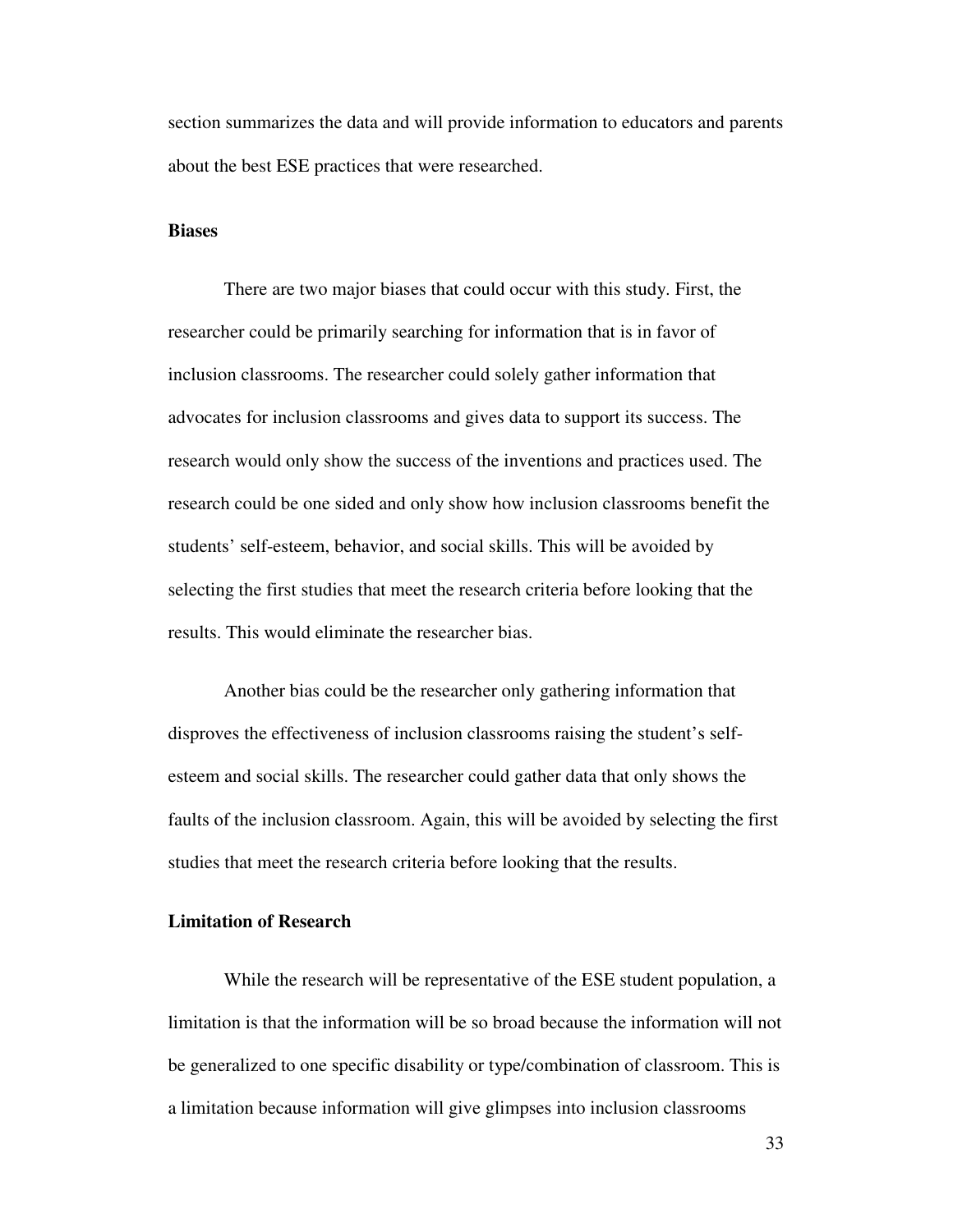section summarizes the data and will provide information to educators and parents about the best ESE practices that were researched.

### Biases

There are two major biases that could occur with this study. First, the researcher could be primarily searching for information that is in favor of inclusion classrooms. The researcher could solely gather information that advocates for inclusion classrooms and gives data to support its success. The research would only show the success of the inventions and practices used. The research could be one sided and only show how inclusion classrooms benefit the students' self-esteem, behavior, and social skills. This will be avoided by selecting the first studies that meet the research criteria before looking that the results. This would eliminate the researcher bias.

Another bias could be the researcher only gathering information that disproves the effectiveness of inclusion classrooms raising the student's self-esteem and social skills. The researcher could gather data that only shows the faults of the inclusion classroom. Again, this will be avoided by selecting the first studies that meet the research criteria before looking that the results.

### Limitation of Research

While the research will be representative of the ESE student population, a limitation is that the information will be so broad because the information will not be generalized to one specific disability or type/combination of classroom. This is a limitation because information will give glimpses into inclusion classrooms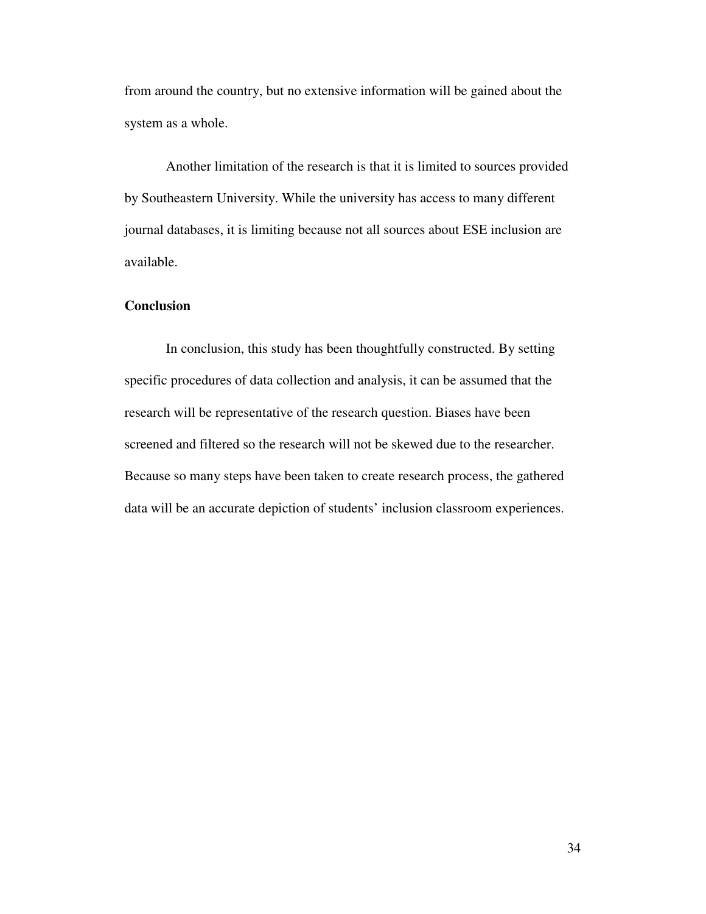from around the country, but no extensive information will be gained about the system as a whole.

Another limitation of the research is that it is limited to sources provided by Southeastern University. While the university has access to many different journal databases, it is limiting because not all sources about ESE inclusion are available.

## Conclusion

In conclusion, this study has been thoughtfully constructed. By setting specific procedures of data collection and analysis, it can be assumed that the research will be representative of the research question. Biases have been screened and filtered so the research will not be skewed due to the researcher. Because so many steps have been taken to create research process, the gathered data will be an accurate depiction of students' inclusion classroom experiences.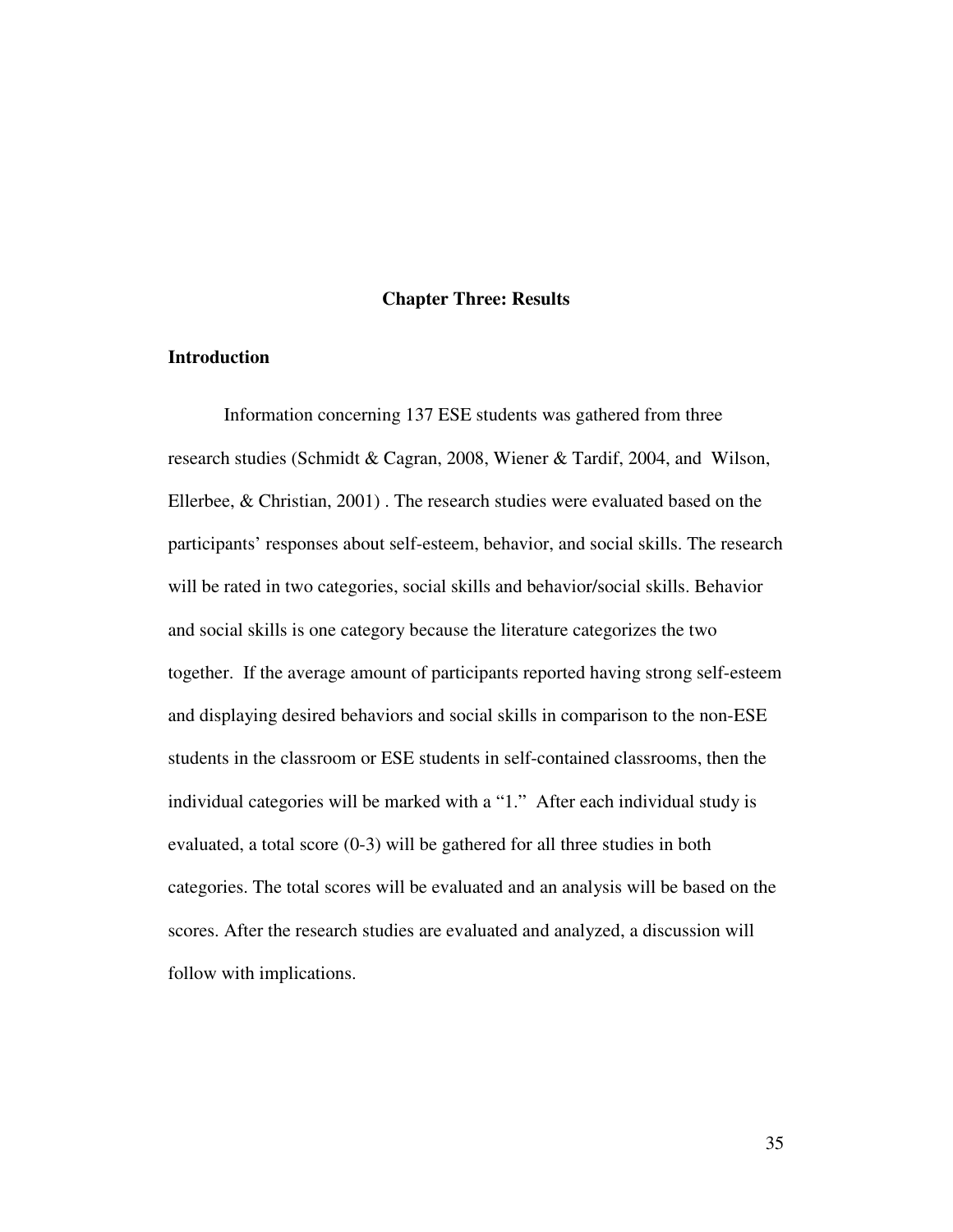# Chapter Three: Results

## Introduction

Information concerning 137 ESE students was gathered from three research studies (Schmidt & Cagran, 2008, Wiener & Tardif, 2004, and Wilson, Ellerbee, & Christian, 2001) . The research studies were evaluated based on the participants' responses about self-esteem, behavior, and social skills. The research will be rated in two categories, social skills and behavior/social skills. Behavior and social skills is one category because the literature categorizes the two together. If the average amount of participants reported having strong self-esteem and displaying desired behaviors and social skills in comparison to the non-ESE students in the classroom or ESE students in self-contained classrooms, then the individual categories will be marked with a "1." After each individual study is evaluated, a total score (0-3) will be gathered for all three studies in both categories. The total scores will be evaluated and an analysis will be based on the scores. After the research studies are evaluated and analyzed, a discussion will follow with implications.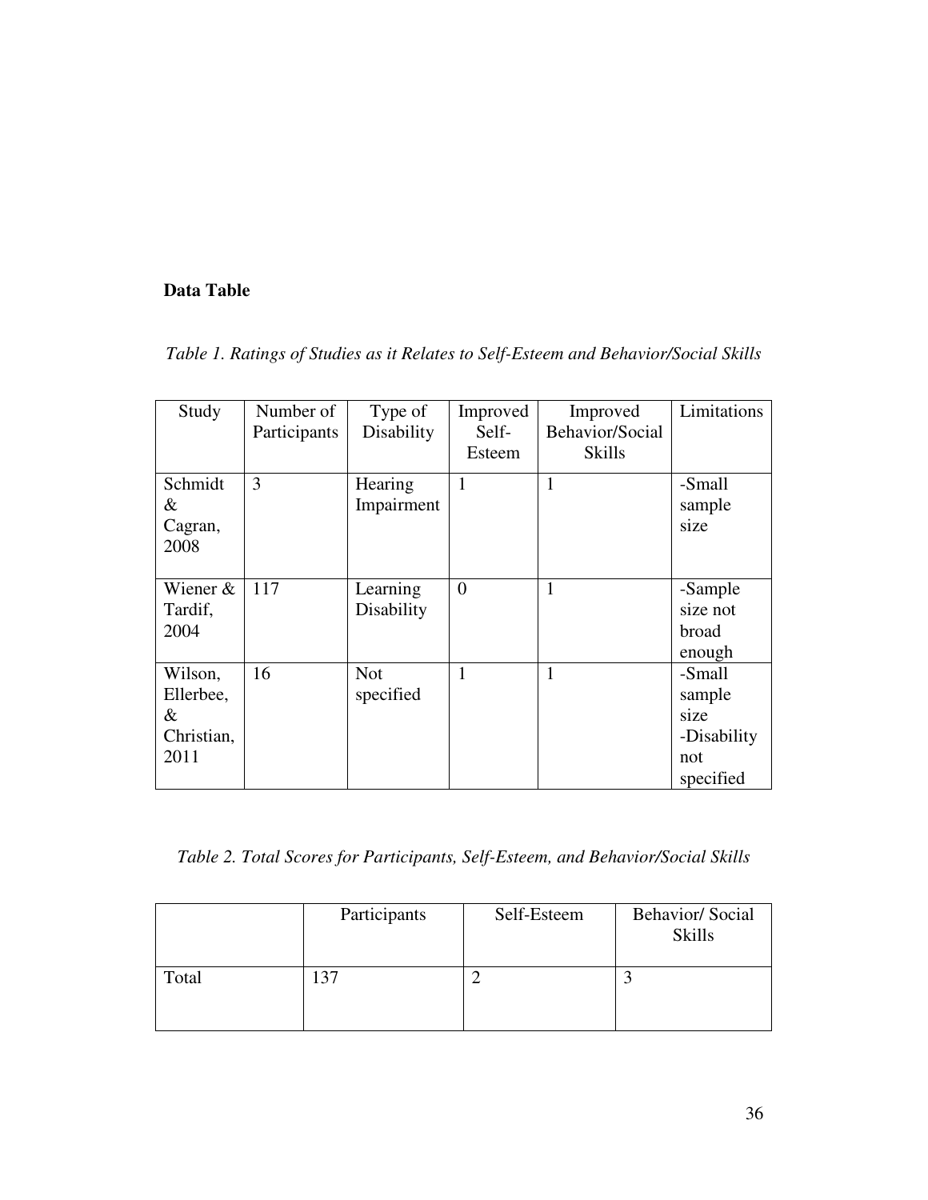**Data Table**

*Table 1. Ratings of Studies as it Relates to Self-Esteem and Behavior/Social Skills*

| Study | Number of Participants | Type of Disability | Improved Self-Esteem | Improved Behavior/Social Skills | Limitations |
|---|---|---|---|---|---|
| Schmidt & Cagran, 2008 | 3 | Hearing Impairment | 1 | 1 | -Small sample size |
| Wiener & Tardif, 2004 | 117 | Learning Disability | 0 | 1 | -Sample size not broad enough |
| Wilson, Ellerbee, & Christian, 2011 | 16 | Not specified | 1 | 1 | -Small sample size -Disability not specified |

*Table 2. Total Scores for Participants, Self-Esteem, and Behavior/Social Skills*

| | Participants | Self-Esteem | Behavior/ Social Skills |
|---|---|---|---|
| Total | 137 | 2 | 3 |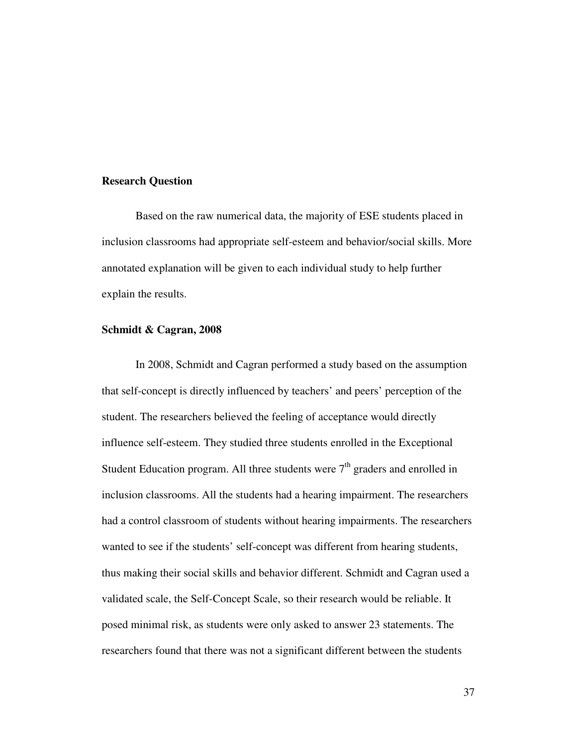**Research Question**

Based on the raw numerical data, the majority of ESE students placed in inclusion classrooms had appropriate self-esteem and behavior/social skills. More annotated explanation will be given to each individual study to help further explain the results.

**Schmidt & Cagran, 2008**

In 2008, Schmidt and Cagran performed a study based on the assumption that self-concept is directly influenced by teachers' and peers' perception of the student. The researchers believed the feeling of acceptance would directly influence self-esteem. They studied three students enrolled in the Exceptional Student Education program. All three students were 7th graders and enrolled in inclusion classrooms. All the students had a hearing impairment. The researchers had a control classroom of students without hearing impairments. The researchers wanted to see if the students' self-concept was different from hearing students, thus making their social skills and behavior different. Schmidt and Cagran used a validated scale, the Self-Concept Scale, so their research would be reliable. It posed minimal risk, as students were only asked to answer 23 statements. The researchers found that there was not a significant different between the students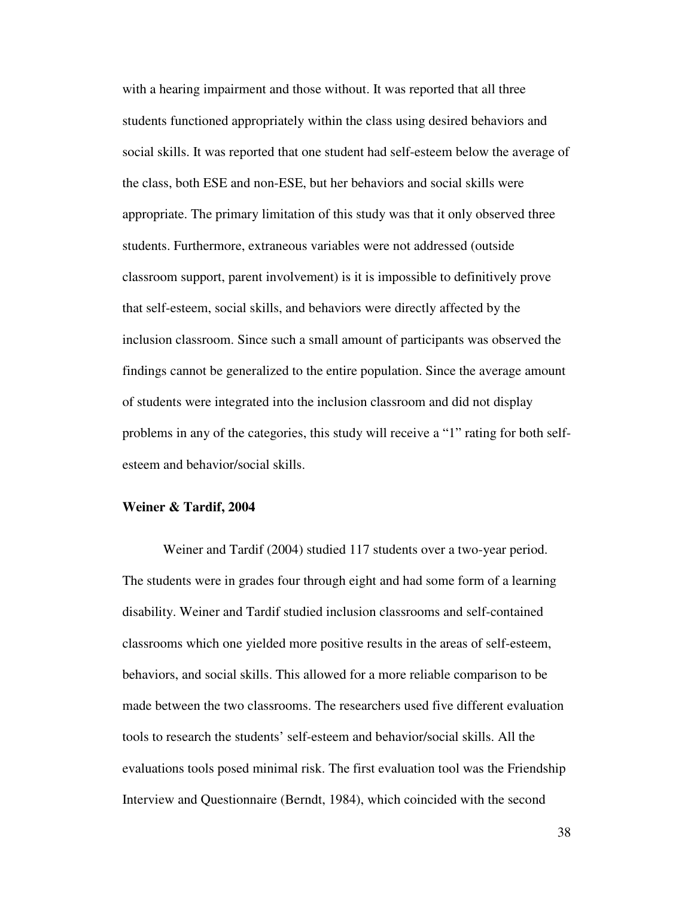with a hearing impairment and those without. It was reported that all three students functioned appropriately within the class using desired behaviors and social skills. It was reported that one student had self-esteem below the average of the class, both ESE and non-ESE, but her behaviors and social skills were appropriate. The primary limitation of this study was that it only observed three students. Furthermore, extraneous variables were not addressed (outside classroom support, parent involvement) is it is impossible to definitively prove that self-esteem, social skills, and behaviors were directly affected by the inclusion classroom. Since such a small amount of participants was observed the findings cannot be generalized to the entire population. Since the average amount of students were integrated into the inclusion classroom and did not display problems in any of the categories, this study will receive a "1" rating for both self-esteem and behavior/social skills.

**Weiner & Tardif, 2004**

Weiner and Tardif (2004) studied 117 students over a two-year period. The students were in grades four through eight and had some form of a learning disability. Weiner and Tardif studied inclusion classrooms and self-contained classrooms which one yielded more positive results in the areas of self-esteem, behaviors, and social skills. This allowed for a more reliable comparison to be made between the two classrooms. The researchers used five different evaluation tools to research the students' self-esteem and behavior/social skills. All the evaluations tools posed minimal risk. The first evaluation tool was the Friendship Interview and Questionnaire (Berndt, 1984), which coincided with the second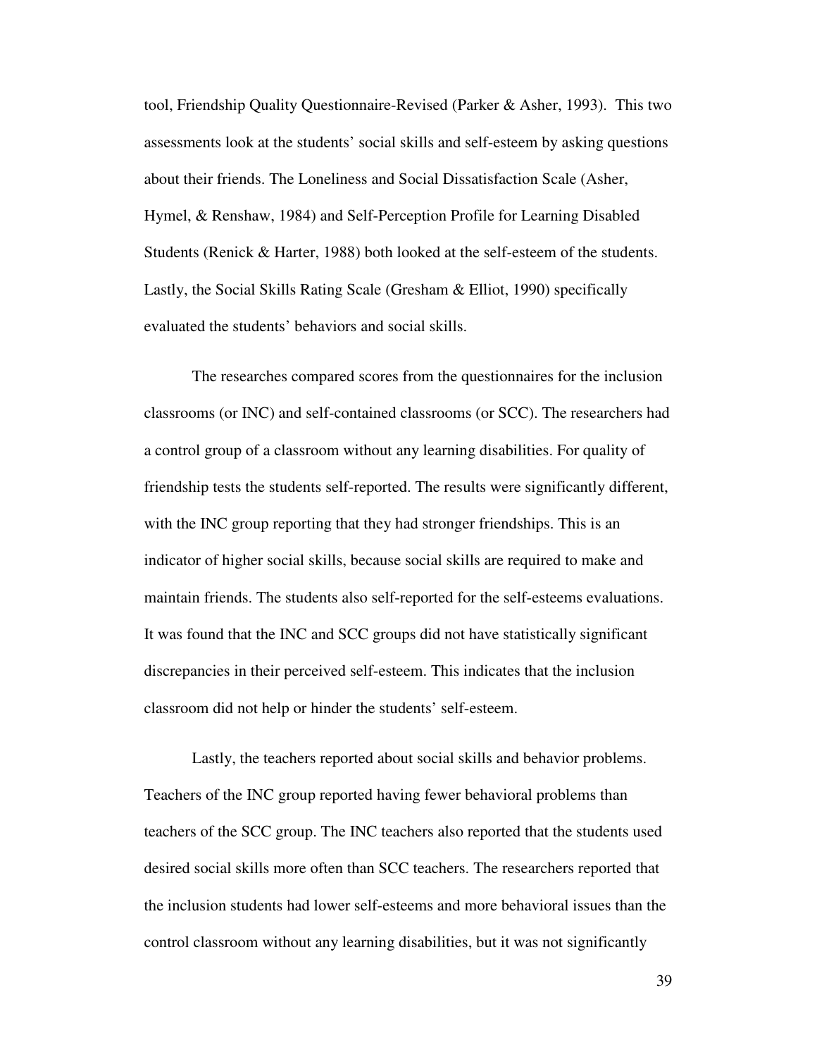tool, Friendship Quality Questionnaire-Revised (Parker & Asher, 1993). This two assessments look at the students' social skills and self-esteem by asking questions about their friends. The Loneliness and Social Dissatisfaction Scale (Asher, Hymel, & Renshaw, 1984) and Self-Perception Profile for Learning Disabled Students (Renick & Harter, 1988) both looked at the self-esteem of the students. Lastly, the Social Skills Rating Scale (Gresham & Elliot, 1990) specifically evaluated the students' behaviors and social skills.

The researches compared scores from the questionnaires for the inclusion classrooms (or INC) and self-contained classrooms (or SCC). The researchers had a control group of a classroom without any learning disabilities. For quality of friendship tests the students self-reported. The results were significantly different, with the INC group reporting that they had stronger friendships. This is an indicator of higher social skills, because social skills are required to make and maintain friends. The students also self-reported for the self-esteems evaluations. It was found that the INC and SCC groups did not have statistically significant discrepancies in their perceived self-esteem. This indicates that the inclusion classroom did not help or hinder the students' self-esteem.

Lastly, the teachers reported about social skills and behavior problems. Teachers of the INC group reported having fewer behavioral problems than teachers of the SCC group. The INC teachers also reported that the students used desired social skills more often than SCC teachers. The researchers reported that the inclusion students had lower self-esteems and more behavioral issues than the control classroom without any learning disabilities, but it was not significantly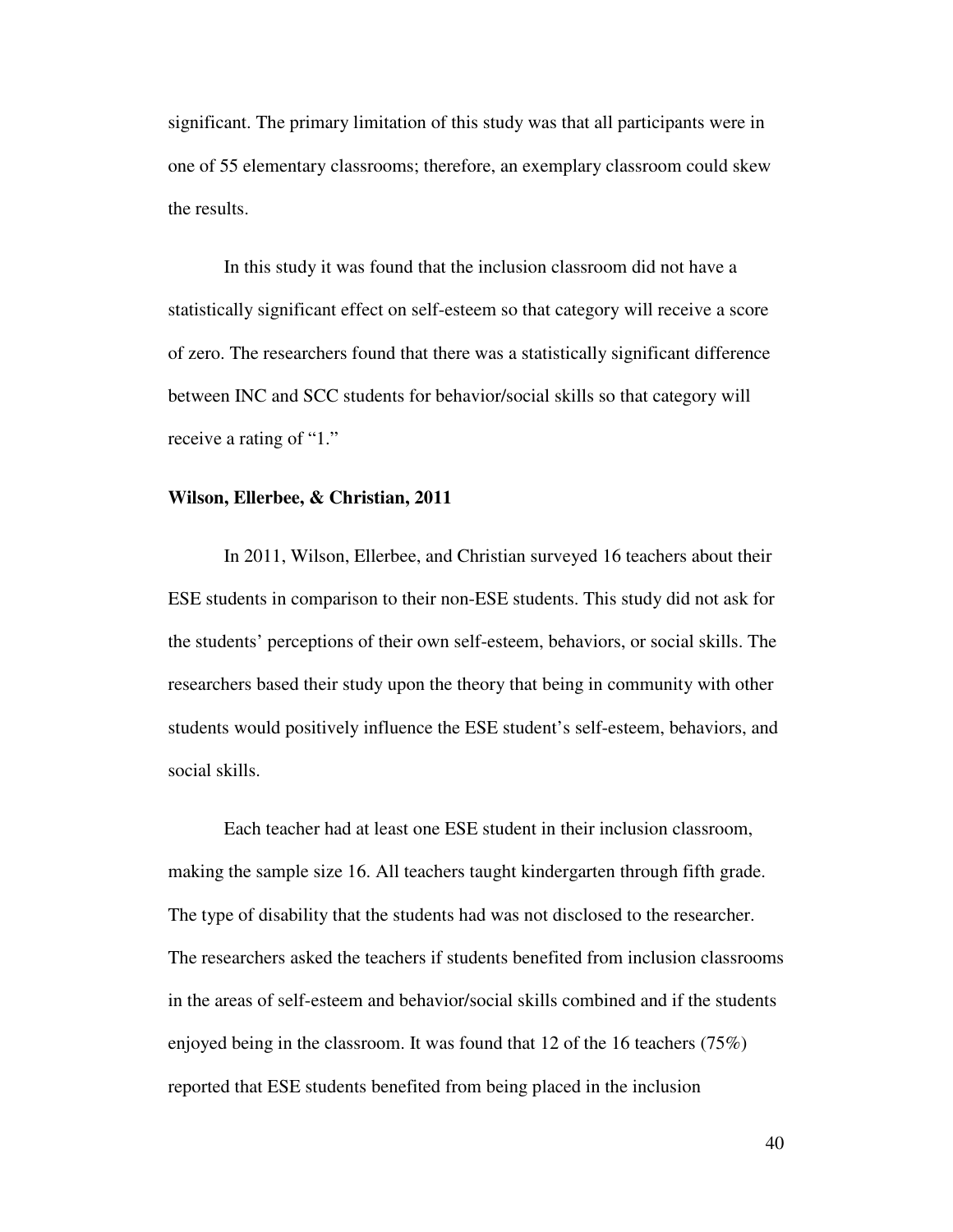significant. The primary limitation of this study was that all participants were in one of 55 elementary classrooms; therefore, an exemplary classroom could skew the results.

In this study it was found that the inclusion classroom did not have a statistically significant effect on self-esteem so that category will receive a score of zero. The researchers found that there was a statistically significant difference between INC and SCC students for behavior/social skills so that category will receive a rating of "1."

**Wilson, Ellerbee, & Christian, 2011**

In 2011, Wilson, Ellerbee, and Christian surveyed 16 teachers about their ESE students in comparison to their non-ESE students. This study did not ask for the students' perceptions of their own self-esteem, behaviors, or social skills. The researchers based their study upon the theory that being in community with other students would positively influence the ESE student's self-esteem, behaviors, and social skills.

Each teacher had at least one ESE student in their inclusion classroom, making the sample size 16. All teachers taught kindergarten through fifth grade. The type of disability that the students had was not disclosed to the researcher. The researchers asked the teachers if students benefited from inclusion classrooms in the areas of self-esteem and behavior/social skills combined and if the students enjoyed being in the classroom. It was found that 12 of the 16 teachers (75%) reported that ESE students benefited from being placed in the inclusion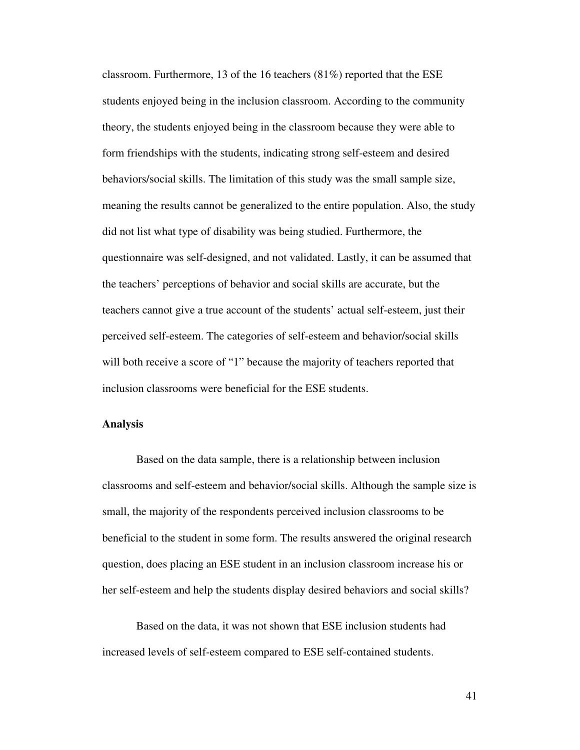classroom. Furthermore, 13 of the 16 teachers (81%) reported that the ESE students enjoyed being in the inclusion classroom. According to the community theory, the students enjoyed being in the classroom because they were able to form friendships with the students, indicating strong self-esteem and desired behaviors/social skills. The limitation of this study was the small sample size, meaning the results cannot be generalized to the entire population. Also, the study did not list what type of disability was being studied. Furthermore, the questionnaire was self-designed, and not validated. Lastly, it can be assumed that the teachers' perceptions of behavior and social skills are accurate, but the teachers cannot give a true account of the students' actual self-esteem, just their perceived self-esteem. The categories of self-esteem and behavior/social skills will both receive a score of "1" because the majority of teachers reported that inclusion classrooms were beneficial for the ESE students.

**Analysis**

Based on the data sample, there is a relationship between inclusion classrooms and self-esteem and behavior/social skills. Although the sample size is small, the majority of the respondents perceived inclusion classrooms to be beneficial to the student in some form. The results answered the original research question, does placing an ESE student in an inclusion classroom increase his or her self-esteem and help the students display desired behaviors and social skills?

Based on the data, it was not shown that ESE inclusion students had increased levels of self-esteem compared to ESE self-contained students.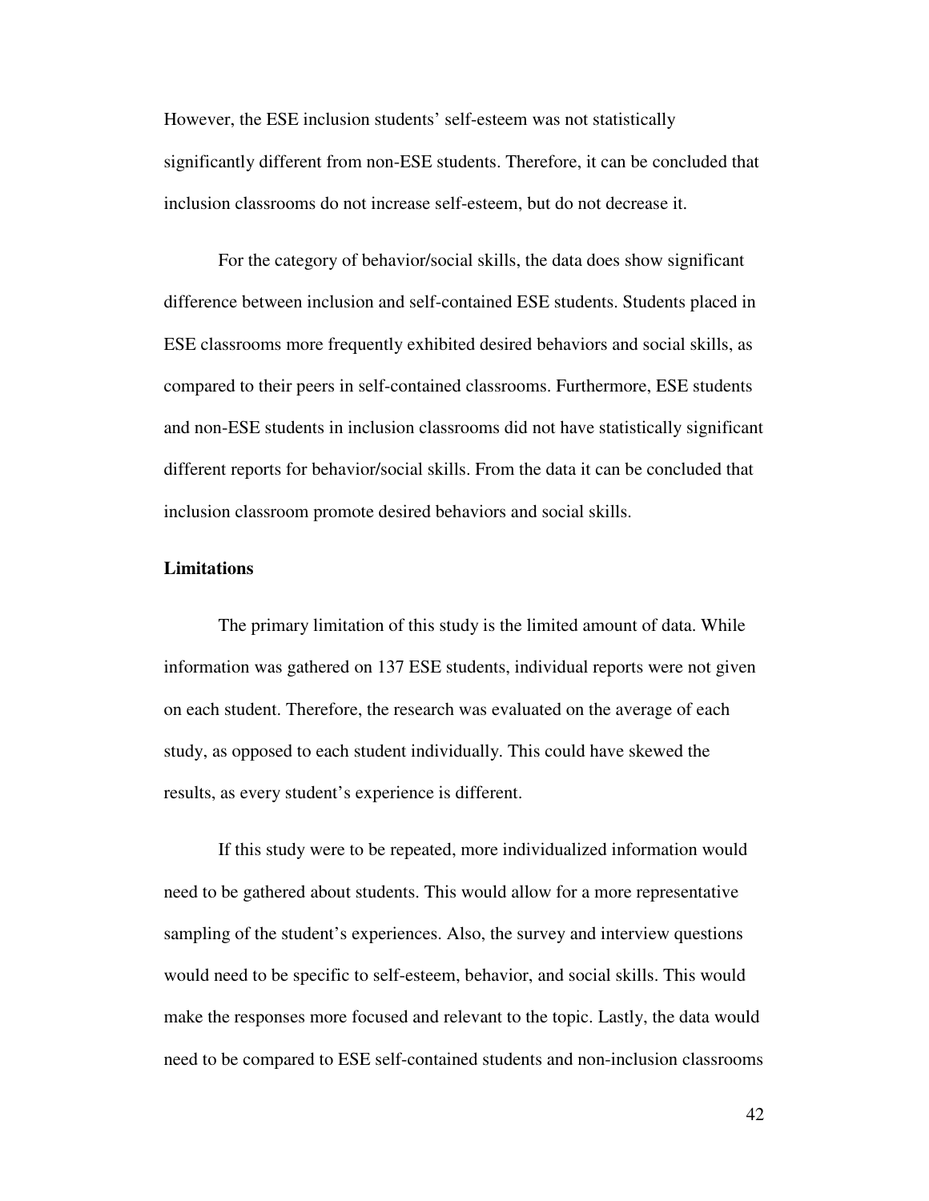However, the ESE inclusion students' self-esteem was not statistically significantly different from non-ESE students. Therefore, it can be concluded that inclusion classrooms do not increase self-esteem, but do not decrease it.

For the category of behavior/social skills, the data does show significant difference between inclusion and self-contained ESE students. Students placed in ESE classrooms more frequently exhibited desired behaviors and social skills, as compared to their peers in self-contained classrooms. Furthermore, ESE students and non-ESE students in inclusion classrooms did not have statistically significant different reports for behavior/social skills. From the data it can be concluded that inclusion classroom promote desired behaviors and social skills.

**Limitations**

The primary limitation of this study is the limited amount of data. While information was gathered on 137 ESE students, individual reports were not given on each student. Therefore, the research was evaluated on the average of each study, as opposed to each student individually. This could have skewed the results, as every student's experience is different.

If this study were to be repeated, more individualized information would need to be gathered about students. This would allow for a more representative sampling of the student's experiences. Also, the survey and interview questions would need to be specific to self-esteem, behavior, and social skills. This would make the responses more focused and relevant to the topic. Lastly, the data would need to be compared to ESE self-contained students and non-inclusion classrooms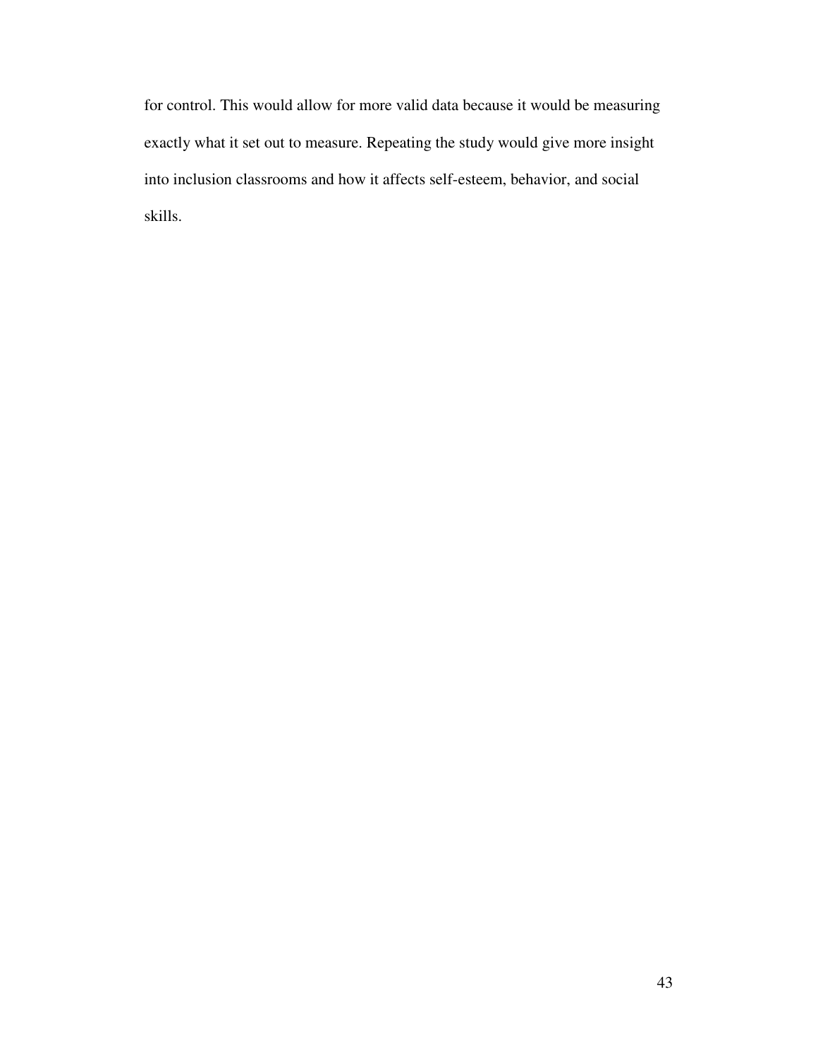for control. This would allow for more valid data because it would be measuring exactly what it set out to measure. Repeating the study would give more insight into inclusion classrooms and how it affects self-esteem, behavior, and social skills.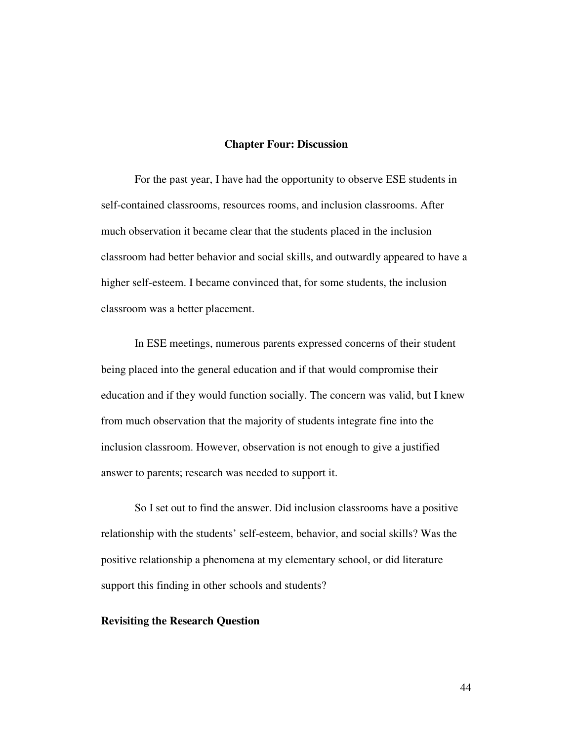## Chapter Four: Discussion

For the past year, I have had the opportunity to observe ESE students in self-contained classrooms, resources rooms, and inclusion classrooms. After much observation it became clear that the students placed in the inclusion classroom had better behavior and social skills, and outwardly appeared to have a higher self-esteem. I became convinced that, for some students, the inclusion classroom was a better placement.

In ESE meetings, numerous parents expressed concerns of their student being placed into the general education and if that would compromise their education and if they would function socially. The concern was valid, but I knew from much observation that the majority of students integrate fine into the inclusion classroom. However, observation is not enough to give a justified answer to parents; research was needed to support it.

So I set out to find the answer. Did inclusion classrooms have a positive relationship with the students' self-esteem, behavior, and social skills? Was the positive relationship a phenomena at my elementary school, or did literature support this finding in other schools and students?

### Revisiting the Research Question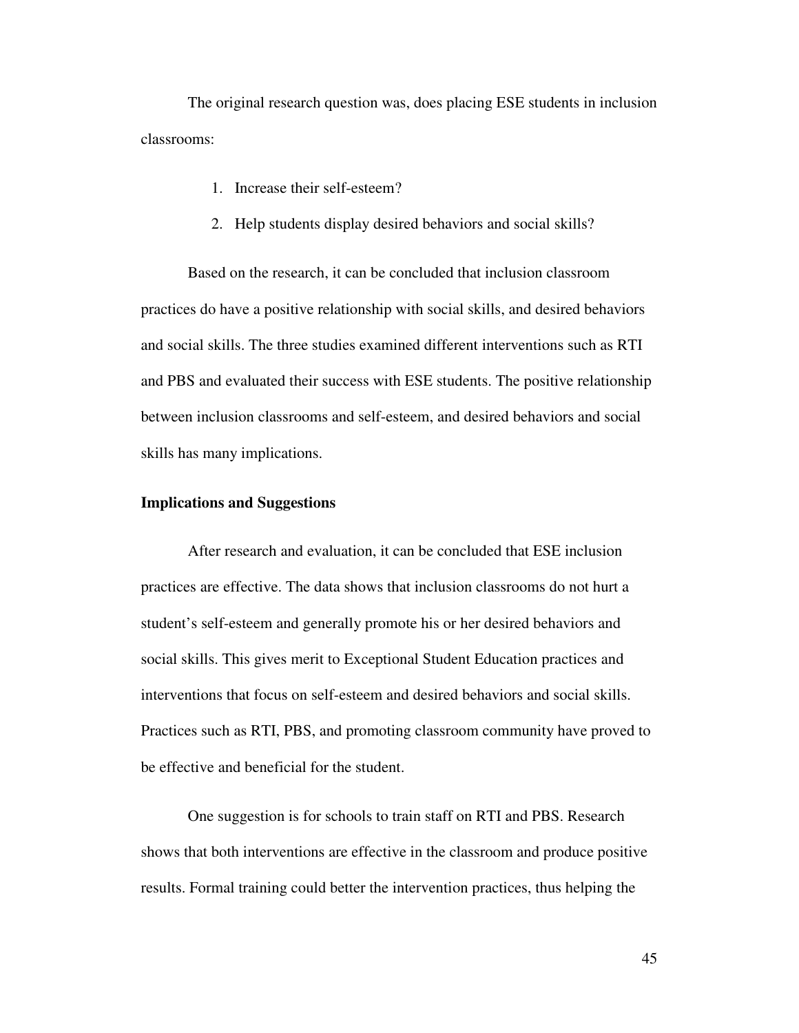The original research question was, does placing ESE students in inclusion classrooms:

1. Increase their self-esteem?
2. Help students display desired behaviors and social skills?

Based on the research, it can be concluded that inclusion classroom practices do have a positive relationship with social skills, and desired behaviors and social skills. The three studies examined different interventions such as RTI and PBS and evaluated their success with ESE students. The positive relationship between inclusion classrooms and self-esteem, and desired behaviors and social skills has many implications.

**Implications and Suggestions**

After research and evaluation, it can be concluded that ESE inclusion practices are effective. The data shows that inclusion classrooms do not hurt a student's self-esteem and generally promote his or her desired behaviors and social skills. This gives merit to Exceptional Student Education practices and interventions that focus on self-esteem and desired behaviors and social skills. Practices such as RTI, PBS, and promoting classroom community have proved to be effective and beneficial for the student.

One suggestion is for schools to train staff on RTI and PBS. Research shows that both interventions are effective in the classroom and produce positive results. Formal training could better the intervention practices, thus helping the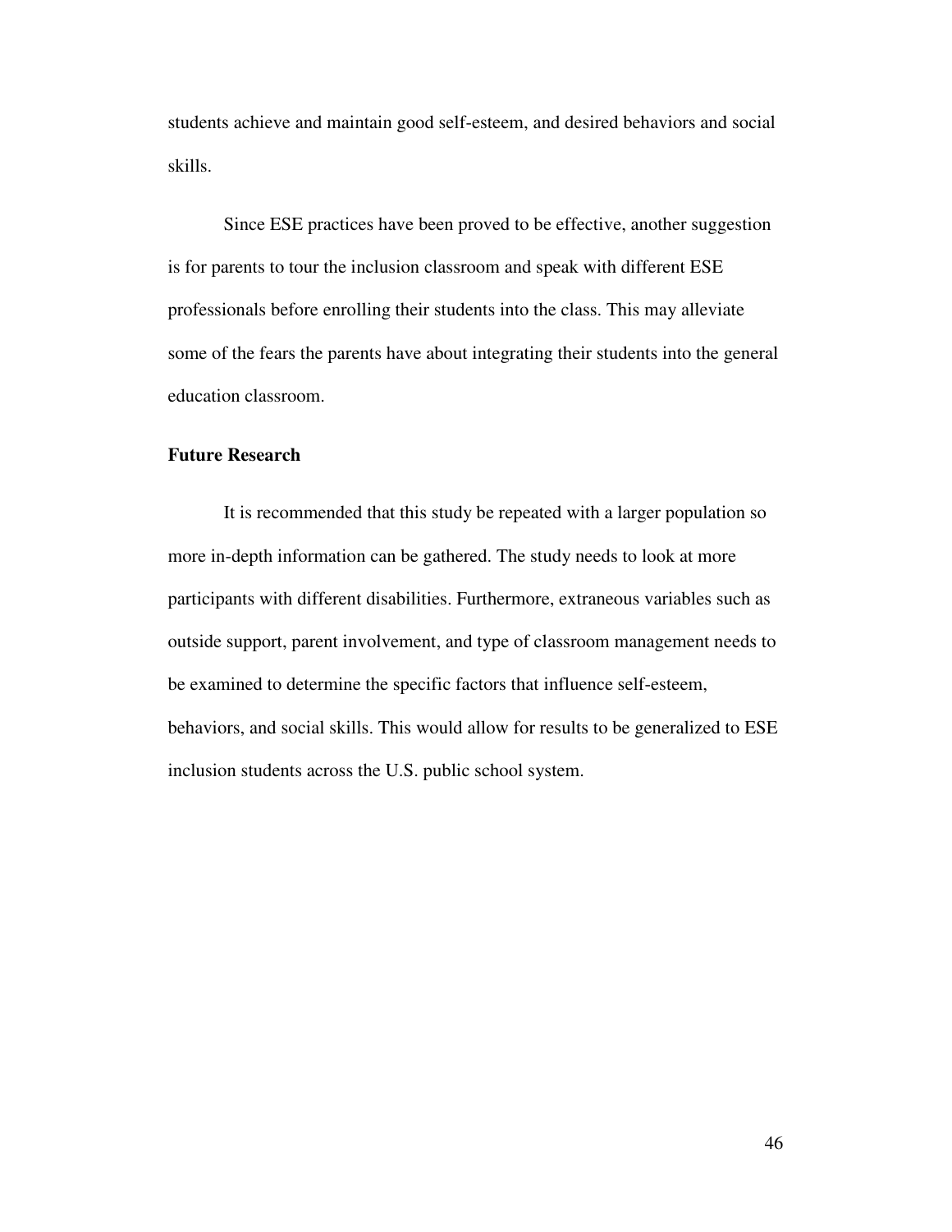students achieve and maintain good self-esteem, and desired behaviors and social skills.

Since ESE practices have been proved to be effective, another suggestion is for parents to tour the inclusion classroom and speak with different ESE professionals before enrolling their students into the class. This may alleviate some of the fears the parents have about integrating their students into the general education classroom.

**Future Research**

It is recommended that this study be repeated with a larger population so more in-depth information can be gathered. The study needs to look at more participants with different disabilities. Furthermore, extraneous variables such as outside support, parent involvement, and type of classroom management needs to be examined to determine the specific factors that influence self-esteem, behaviors, and social skills. This would allow for results to be generalized to ESE inclusion students across the U.S. public school system.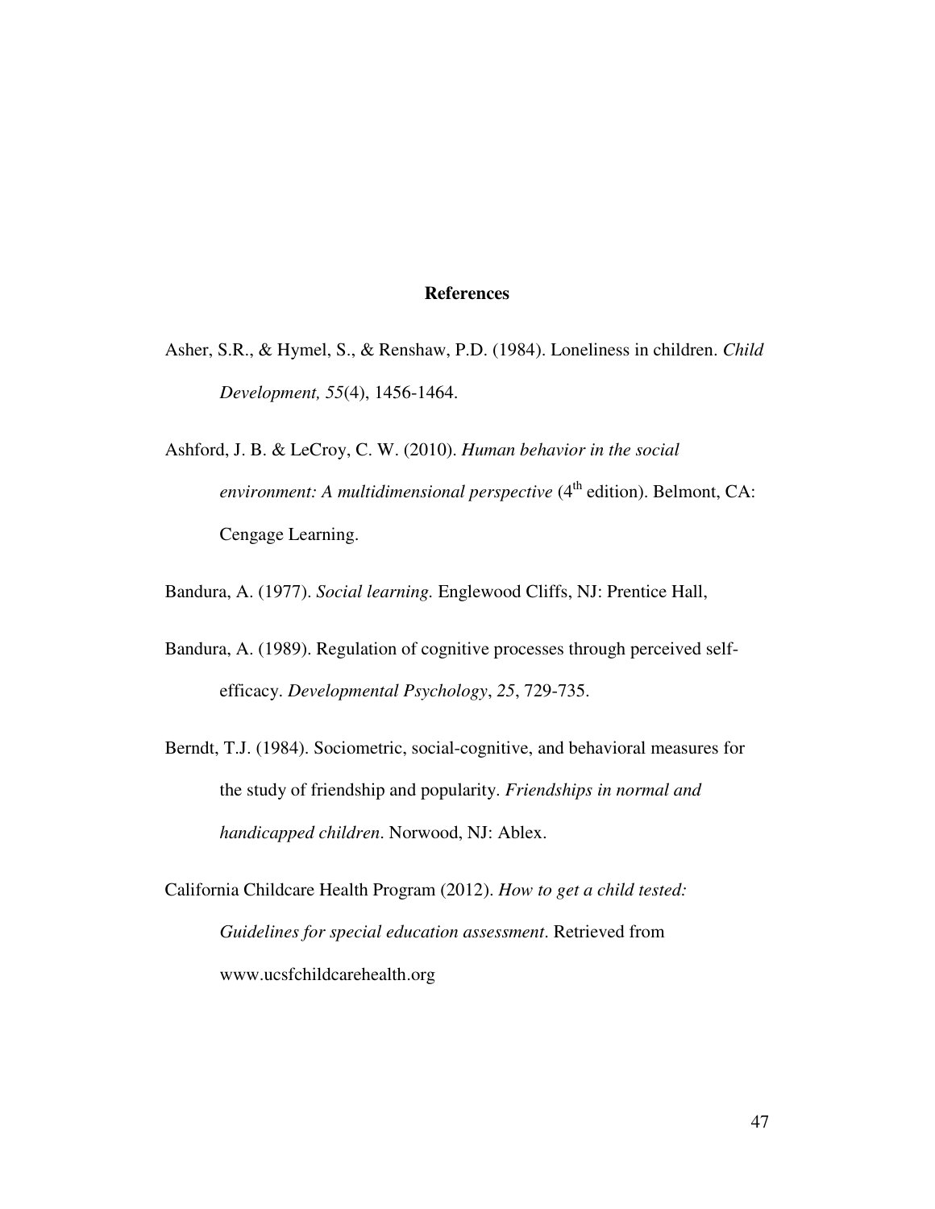## References

Asher, S.R., & Hymel, S., & Renshaw, P.D. (1984). Loneliness in children. *Child Development, 55*(4), 1456-1464.

Ashford, J. B. & LeCroy, C. W. (2010). *Human behavior in the social environment: A multidimensional perspective* (4th edition). Belmont, CA: Cengage Learning.

Bandura, A. (1977). *Social learning.* Englewood Cliffs, NJ: Prentice Hall,

Bandura, A. (1989). Regulation of cognitive processes through perceived self-efficacy. *Developmental Psychology*, *25*, 729-735.

Berndt, T.J. (1984). Sociometric, social-cognitive, and behavioral measures for the study of friendship and popularity. *Friendships in normal and handicapped children*. Norwood, NJ: Ablex.

California Childcare Health Program (2012). *How to get a child tested: Guidelines for special education assessment*. Retrieved from www.ucsfchildcarehealth.org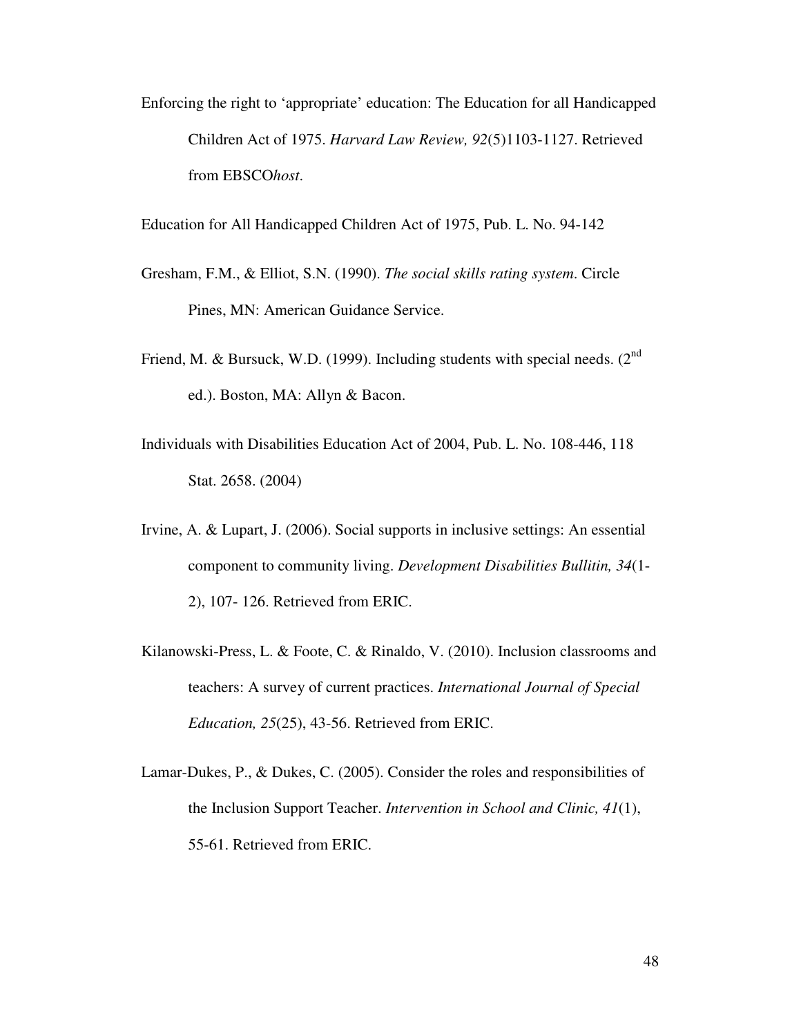Enforcing the right to 'appropriate' education: The Education for all Handicapped Children Act of 1975. *Harvard Law Review, 92*(5)1103-1127. Retrieved from EBSCO*host*.

Education for All Handicapped Children Act of 1975, Pub. L. No. 94-142

Gresham, F.M., & Elliot, S.N. (1990). *The social skills rating system*. Circle Pines, MN: American Guidance Service.

Friend, M. & Bursuck, W.D. (1999). Including students with special needs. (2nd ed.). Boston, MA: Allyn & Bacon.

Individuals with Disabilities Education Act of 2004, Pub. L. No. 108-446, 118 Stat. 2658. (2004)

Irvine, A. & Lupart, J. (2006). Social supports in inclusive settings: An essential component to community living. *Development Disabilities Bullitin, 34*(1-2), 107- 126. Retrieved from ERIC.

Kilanowski-Press, L. & Foote, C. & Rinaldo, V. (2010). Inclusion classrooms and teachers: A survey of current practices. *International Journal of Special Education, 25*(25), 43-56. Retrieved from ERIC.

Lamar-Dukes, P., & Dukes, C. (2005). Consider the roles and responsibilities of the Inclusion Support Teacher. *Intervention in School and Clinic, 41*(1), 55-61. Retrieved from ERIC.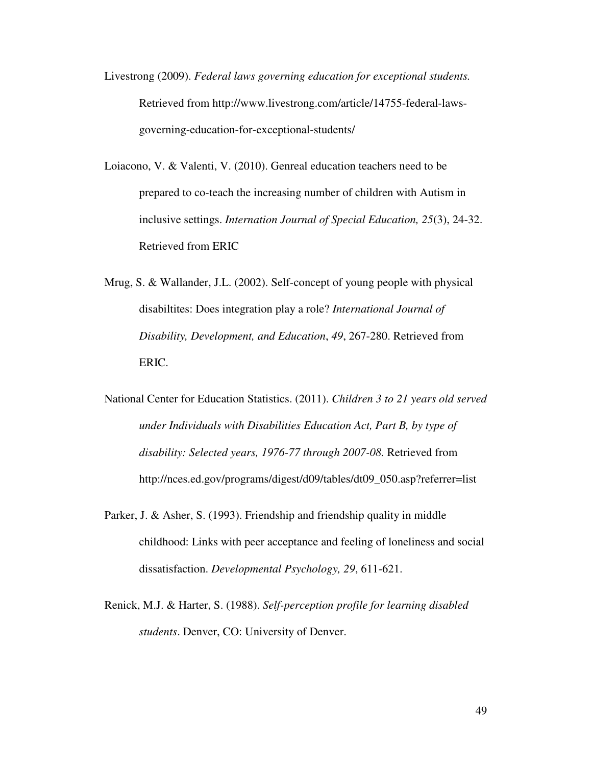Livestrong (2009). *Federal laws governing education for exceptional students.* Retrieved from http://www.livestrong.com/article/14755-federal-laws-governing-education-for-exceptional-students/

Loiacono, V. & Valenti, V. (2010). Genreal education teachers need to be prepared to co-teach the increasing number of children with Autism in inclusive settings. *Internation Journal of Special Education, 25*(3), 24-32. Retrieved from ERIC

Mrug, S. & Wallander, J.L. (2002). Self-concept of young people with physical disabiltites: Does integration play a role? *International Journal of Disability, Development, and Education*, *49*, 267-280. Retrieved from ERIC.

National Center for Education Statistics. (2011). *Children 3 to 21 years old served under Individuals with Disabilities Education Act, Part B, by type of disability: Selected years, 1976-77 through 2007-08.* Retrieved from http://nces.ed.gov/programs/digest/d09/tables/dt09_050.asp?referrer=list

Parker, J. & Asher, S. (1993). Friendship and friendship quality in middle childhood: Links with peer acceptance and feeling of loneliness and social dissatisfaction. *Developmental Psychology, 29*, 611-621.

Renick, M.J. & Harter, S. (1988). *Self-perception profile for learning disabled students*. Denver, CO: University of Denver.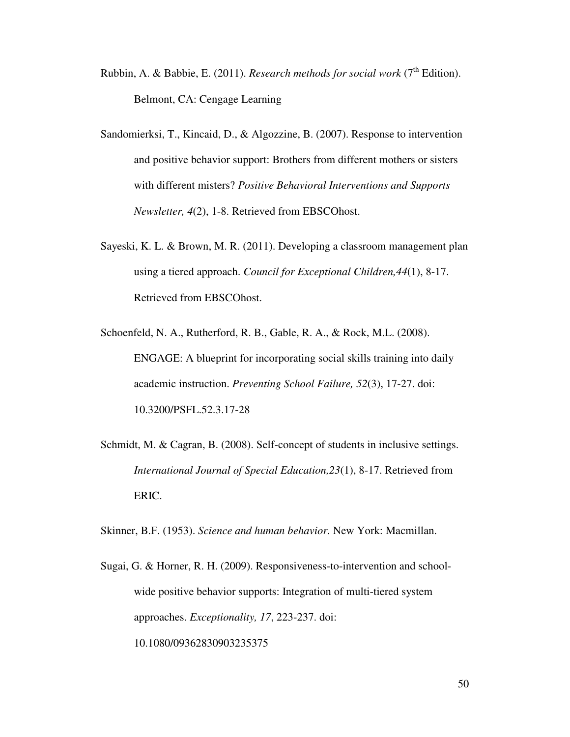Rubbin, A. & Babbie, E. (2011). *Research methods for social work* (7th Edition). Belmont, CA: Cengage Learning

Sandomierksi, T., Kincaid, D., & Algozzine, B. (2007). Response to intervention and positive behavior support: Brothers from different mothers or sisters with different misters? *Positive Behavioral Interventions and Supports Newsletter, 4*(2), 1-8. Retrieved from EBSCOhost.

Sayeski, K. L. & Brown, M. R. (2011). Developing a classroom management plan using a tiered approach. *Council for Exceptional Children,44*(1), 8-17. Retrieved from EBSCOhost.

Schoenfeld, N. A., Rutherford, R. B., Gable, R. A., & Rock, M.L. (2008). ENGAGE: A blueprint for incorporating social skills training into daily academic instruction. *Preventing School Failure, 52*(3), 17-27. doi: 10.3200/PSFL.52.3.17-28

Schmidt, M. & Cagran, B. (2008). Self-concept of students in inclusive settings. *International Journal of Special Education,23*(1), 8-17. Retrieved from ERIC.

Skinner, B.F. (1953). *Science and human behavior.* New York: Macmillan.

Sugai, G. & Horner, R. H. (2009). Responsiveness-to-intervention and school-wide positive behavior supports: Integration of multi-tiered system approaches. *Exceptionality, 17*, 223-237. doi: 10.1080/09362830903235375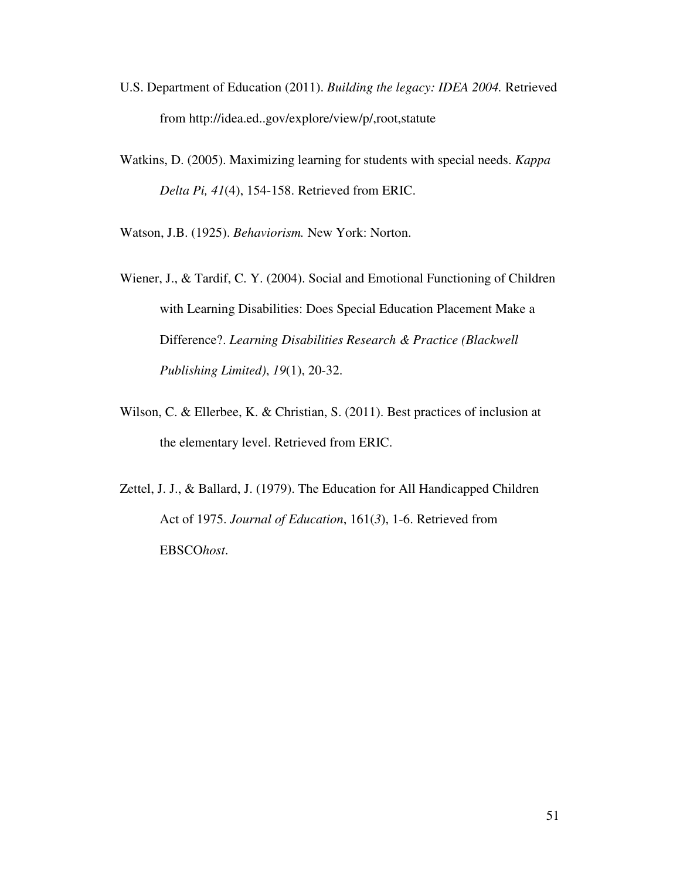U.S. Department of Education (2011). *Building the legacy: IDEA 2004.* Retrieved from http://idea.ed..gov/explore/view/p/,root,statute

Watkins, D. (2005). Maximizing learning for students with special needs. *Kappa Delta Pi, 41*(4), 154-158. Retrieved from ERIC.

Watson, J.B. (1925). *Behaviorism.* New York: Norton.

Wiener, J., & Tardif, C. Y. (2004). Social and Emotional Functioning of Children with Learning Disabilities: Does Special Education Placement Make a Difference?. *Learning Disabilities Research & Practice (Blackwell Publishing Limited)*, *19*(1), 20-32.

Wilson, C. & Ellerbee, K. & Christian, S. (2011). Best practices of inclusion at the elementary level. Retrieved from ERIC.

Zettel, J. J., & Ballard, J. (1979). The Education for All Handicapped Children Act of 1975. *Journal of Education*, 161(*3*), 1-6. Retrieved from EBSCO*host*.